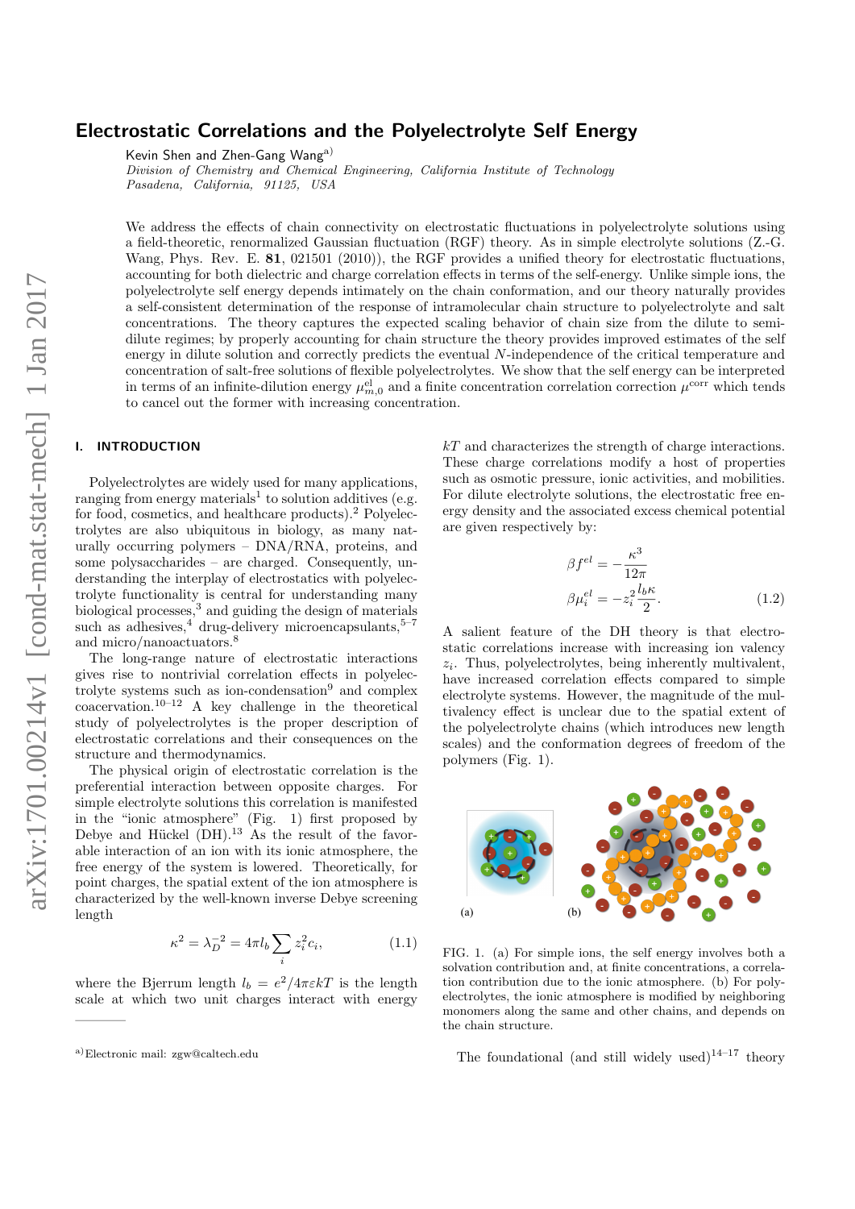# Electrostatic Correlations and the Polyelectrolyte Self Energy

Kevin Shen and Zhen-Gang Wang[a]

*Division of Chemistry and Chemical Engineering, California Institute of Technology*
*Pasadena, California, 91125, USA*

We address the effects of chain connectivity on electrostatic fluctuations in polyelectrolyte solutions using a field-theoretic, renormalized Gaussian fluctuation (RGF) theory. As in simple electrolyte solutions (Z.-G. Wang, Phys. Rev. E. **81**, 021501 (2010)), the RGF provides a unified theory for electrostatic fluctuations, accounting for both dielectric and charge correlation effects in terms of the self-energy. Unlike simple ions, the polyelectrolyte self energy depends intimately on the chain conformation, and our theory naturally provides a self-consistent determination of the response of intramolecular chain structure to polyelectrolyte and salt concentrations. The theory captures the expected scaling behavior of chain size from the dilute to semi-dilute regimes; by properly accounting for chain structure the theory provides improved estimates of the self energy in dilute solution and correctly predicts the eventual $N$-independence of the critical temperature and concentration of salt-free solutions of flexible polyelectrolytes. We show that the self energy can be interpreted in terms of an infinite-dilution energy $\mu^{\text{el}}_{m,0}$ and a finite concentration correlation correction $\mu^{\text{corr}}$ which tends to cancel out the former with increasing concentration.

## I. INTRODUCTION

Polyelectrolytes are widely used for many applications, ranging from energy materials[1] to solution additives (e.g. for food, cosmetics, and healthcare products).[2] Polyelectrolytes are also ubiquitous in biology, as many naturally occurring polymers – DNA/RNA, proteins, and some polysaccharides – are charged. Consequently, understanding the interplay of electrostatics with polyelectrolyte functionality is central for understanding many biological processes,[3] and guiding the design of materials such as adhesives,[4] drug-delivery microencapsulants,[5–7] and micro/nanoactuators.[8]

The long-range nature of electrostatic interactions gives rise to nontrivial correlation effects in polyelectrolyte systems such as ion-condensation[9] and complex coacervation.[10–12] A key challenge in the theoretical study of polyelectrolytes is the proper description of electrostatic correlations and their consequences on the structure and thermodynamics.

The physical origin of electrostatic correlation is the preferential interaction between opposite charges. For simple electrolyte solutions this correlation is manifested in the "ionic atmosphere" (Fig. 1) first proposed by Debye and Hückel (DH).[13] As the result of the favorable interaction of an ion with its ionic atmosphere, the free energy of the system is lowered. Theoretically, for point charges, the spatial extent of the ion atmosphere is characterized by the well-known inverse Debye screening length

$$\kappa^2 = \lambda_D^{-2} = 4\pi l_b \sum_i z_i^2 c_i, \tag{1.1}$$

where the Bjerrum length $l_b = e^2/4\pi\varepsilon kT$ is the length scale at which two unit charges interact with energy $kT$ and characterizes the strength of charge interactions. These charge correlations modify a host of properties such as osmotic pressure, ionic activities, and mobilities. For dilute electrolyte solutions, the electrostatic free energy density and the associated excess chemical potential are given respectively by:

$$\beta f^{el} = -\frac{\kappa^3}{12\pi}$$
$$\beta\mu_i^{el} = -z_i^2\frac{l_b\kappa}{2}. \tag{1.2}$$

A salient feature of the DH theory is that electrostatic correlations increase with increasing ion valency $z_i$. Thus, polyelectrolytes, being inherently multivalent, have increased correlation effects compared to simple electrolyte systems. However, the magnitude of the multivalency effect is unclear due to the spatial extent of the polyelectrolyte chains (which introduces new length scales) and the conformation degrees of freedom of the polymers (Fig. 1).

FIG. 1. (a) For simple ions, the self energy involves both a solvation contribution and, at finite concentrations, a correlation contribution due to the ionic atmosphere. (b) For polyelectrolytes, the ionic atmosphere is modified by neighboring monomers along the same and other chains, and depends on the chain structure.

The foundational (and still widely used)[14–17] theory

[a] Electronic mail: zgw@caltech.edu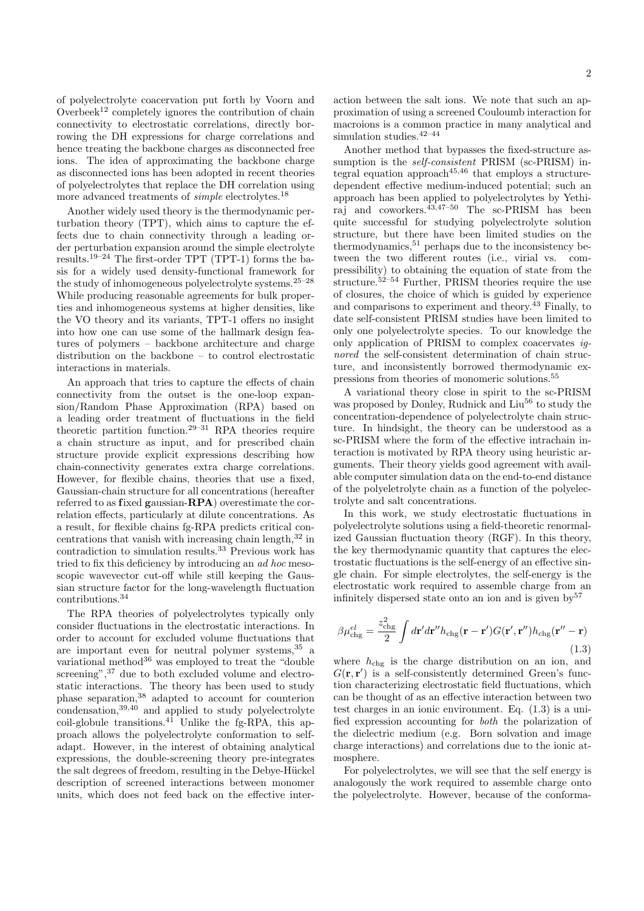of polyelectrolyte coacervation put forth by Voorn and Overbeek[12] completely ignores the contribution of chain connectivity to electrostatic correlations, directly borrowing the DH expressions for charge correlations and hence treating the backbone charges as disconnected free ions. The idea of approximating the backbone charge as disconnected ions has been adopted in recent theories of polyelectrolytes that replace the DH correlation using more advanced treatments of *simple* electrolytes.[18]

Another widely used theory is the thermodynamic perturbation theory (TPT), which aims to capture the effects due to chain connectivity through a leading order perturbation expansion around the simple electrolyte results.[19–24] The first-order TPT (TPT-1) forms the basis for a widely used density-functional framework for the study of inhomogeneous polyelectrolyte systems.[25–28] While producing reasonable agreements for bulk properties and inhomogeneous systems at higher densities, like the VO theory and its variants, TPT-1 offers no insight into how one can use some of the hallmark design features of polymers – backbone architecture and charge distribution on the backbone – to control electrostatic interactions in materials.

An approach that tries to capture the effects of chain connectivity from the outset is the one-loop expansion/Random Phase Approximation (RPA) based on a leading order treatment of fluctuations in the field theoretic partition function.[29–31] RPA theories require a chain structure as input, and for prescribed chain structure provide explicit expressions describing how chain-connectivity generates extra charge correlations. However, for flexible chains, theories that use a fixed, Gaussian-chain structure for all concentrations (hereafter referred to as **f**ixed **g**aussian-**RPA**) overestimate the correlation effects, particularly at dilute concentrations. As a result, for flexible chains fg-RPA predicts critical concentrations that vanish with increasing chain length,[32] in contradiction to simulation results.[33] Previous work has tried to fix this deficiency by introducing an *ad hoc* mesoscopic wavevector cut-off while still keeping the Gaussian structure factor for the long-wavelength fluctuation contributions.[34]

The RPA theories of polyelectrolytes typically only consider fluctuations in the electrostatic interactions. In order to account for excluded volume fluctuations that are important even for neutral polymer systems,[35] a variational method[36] was employed to treat the "double screening",[37] due to both excluded volume and electrostatic interactions. The theory has been used to study phase separation,[38] adapted to account for counterion condensation,[39,40] and applied to study polyelectrolyte coil-globule transitions.[41] Unlike the fg-RPA, this approach allows the polyelectrolyte conformation to self-adapt. However, in the interest of obtaining analytical expressions, the double-screening theory pre-integrates the salt degrees of freedom, resulting in the Debye-Hückel description of screened interactions between monomer units, which does not feed back on the effective interaction between the salt ions. We note that such an approximation of using a screened Couloumb interaction for macroions is a common practice in many analytical and simulation studies.[42–44]

Another method that bypasses the fixed-structure assumption is the *self-consistent* PRISM (sc-PRISM) integral equation approach[45,46] that employs a structure-dependent effective medium-induced potential; such an approach has been applied to polyelectrolytes by Yethiraj and coworkers.[43,47–50] The sc-PRISM has been quite successful for studying polyelectrolyte solution structure, but there have been limited studies on the thermodynamics,[51] perhaps due to the inconsistency between the two different routes (i.e., virial vs. compressibility) to obtaining the equation of state from the structure.[52–54] Further, PRISM theories require the use of closures, the choice of which is guided by experience and comparisons to experiment and theory.[43] Finally, to date self-consistent PRISM studies have been limited to only one polyelectrolyte species. To our knowledge the only application of PRISM to complex coacervates *ignored* the self-consistent determination of chain structure, and inconsistently borrowed thermodynamic expressions from theories of monomeric solutions.[55]

A variational theory close in spirit to the sc-PRISM was proposed by Donley, Rudnick and Liu[56] to study the concentration-dependence of polyelectrolyte chain structure. In hindsight, the theory can be understood as a sc-PRISM where the form of the effective intrachain interaction is motivated by RPA theory using heuristic arguments. Their theory yields good agreement with available computer simulation data on the end-to-end distance of the polyeletrolyte chain as a function of the polyelectrolyte and salt concentrations.

In this work, we study electrostatic fluctuations in polyelectrolyte solutions using a field-theoretic renormalized Gaussian fluctuation theory (RGF). In this theory, the key thermodynamic quantity that captures the electrostatic fluctuations is the self-energy of an effective single chain. For simple electrolytes, the self-energy is the electrostatic work required to assemble charge from an infinitely dispersed state onto an ion and is given by[57]

$$\beta\mu^{el}_{\text{chg}} = \frac{z^2_{\text{chg}}}{2}\int d\mathbf{r}'d\mathbf{r}'' h_{\text{chg}}(\mathbf{r}-\mathbf{r}')G(\mathbf{r}',\mathbf{r}'')h_{\text{chg}}(\mathbf{r}''-\mathbf{r}) \tag{1.3}$$

where $h_{\text{chg}}$ is the charge distribution on an ion, and $G(\mathbf{r},\mathbf{r}')$ is a self-consistently determined Green's function characterizing electrostatic field fluctuations, which can be thought of as an effective interaction between two test charges in an ionic environment. Eq. (1.3) is a unified expression accounting for *both* the polarization of the dielectric medium (e.g. Born solvation and image charge interactions) and correlations due to the ionic atmosphere.

For polyelectrolytes, we will see that the self energy is analogously the work required to assemble charge onto the polyelectrolyte. However, because of the conforma-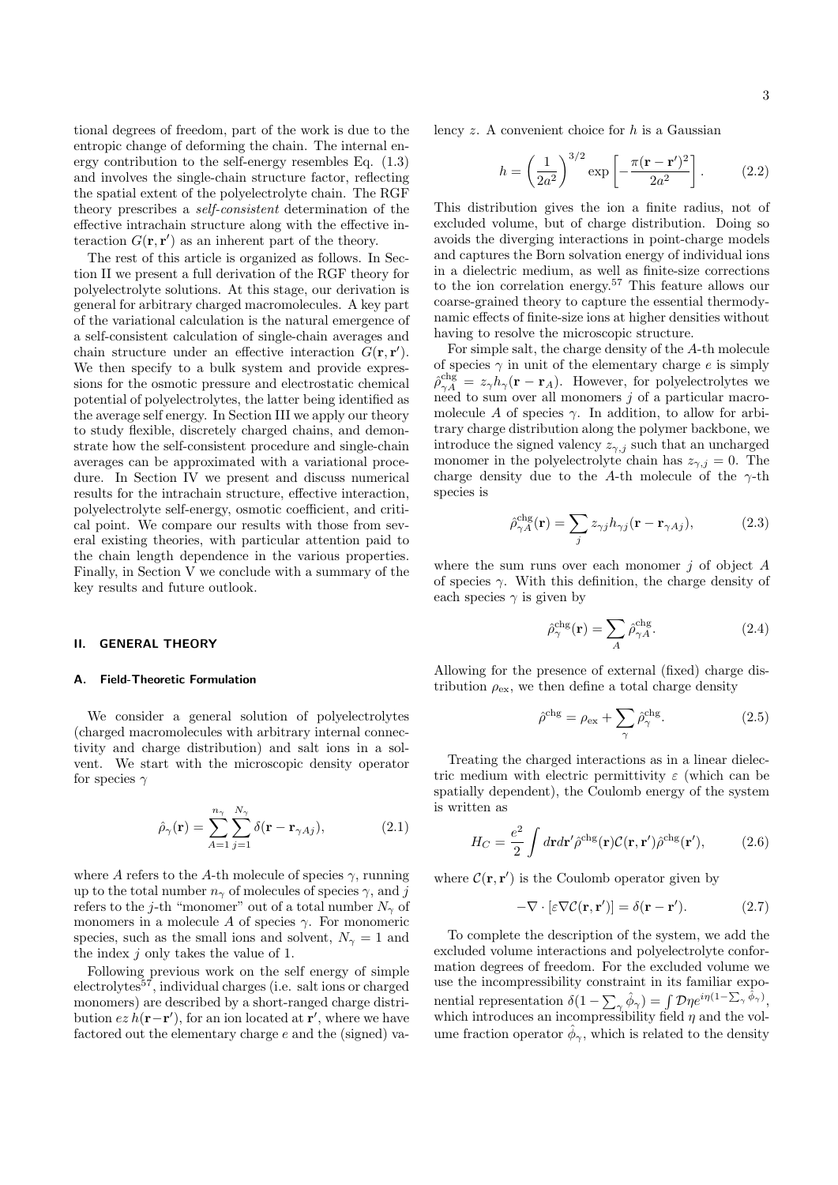tional degrees of freedom, part of the work is due to the entropic change of deforming the chain. The internal energy contribution to the self-energy resembles Eq. (1.3) and involves the single-chain structure factor, reflecting the spatial extent of the polyelectrolyte chain. The RGF theory prescribes a *self-consistent* determination of the effective intrachain structure along with the effective interaction $G(\mathbf{r}, \mathbf{r}')$ as an inherent part of the theory.

The rest of this article is organized as follows. In Section II we present a full derivation of the RGF theory for polyelectrolyte solutions. At this stage, our derivation is general for arbitrary charged macromolecules. A key part of the variational calculation is the natural emergence of a self-consistent calculation of single-chain averages and chain structure under an effective interaction $G(\mathbf{r}, \mathbf{r}')$. We then specify to a bulk system and provide expressions for the osmotic pressure and electrostatic chemical potential of polyelectrolytes, the latter being identified as the average self energy. In Section III we apply our theory to study flexible, discretely charged chains, and demonstrate how the self-consistent procedure and single-chain averages can be approximated with a variational procedure. In Section IV we present and discuss numerical results for the intrachain structure, effective interaction, polyelectrolyte self-energy, osmotic coefficient, and critical point. We compare our results with those from several existing theories, with particular attention paid to the chain length dependence in the various properties. Finally, in Section V we conclude with a summary of the key results and future outlook.

## II. GENERAL THEORY

### A. Field-Theoretic Formulation

We consider a general solution of polyelectrolytes (charged macromolecules with arbitrary internal connectivity and charge distribution) and salt ions in a solvent. We start with the microscopic density operator for species $\gamma$

$$\hat{\rho}_\gamma(\mathbf{r}) = \sum_{A=1}^{n_\gamma} \sum_{j=1}^{N_\gamma} \delta(\mathbf{r} - \mathbf{r}_{\gamma A j}), \tag{2.1}$$

where $A$ refers to the $A$-th molecule of species $\gamma$, running up to the total number $n_\gamma$ of molecules of species $\gamma$, and $j$ refers to the $j$-th "monomer" out of a total number $N_\gamma$ of monomers in a molecule $A$ of species $\gamma$. For monomeric species, such as the small ions and solvent, $N_\gamma = 1$ and the index $j$ only takes the value of 1.

Following previous work on the self energy of simple electrolytes[57], individual charges (i.e. salt ions or charged monomers) are described by a short-ranged charge distribution $ez\, h(\mathbf{r}-\mathbf{r}')$, for an ion located at $\mathbf{r}'$, where we have factored out the elementary charge $e$ and the (signed) valency $z$. A convenient choice for $h$ is a Gaussian

$$h = \left(\frac{1}{2a^2}\right)^{3/2} \exp\left[-\frac{\pi(\mathbf{r}-\mathbf{r}')^2}{2a^2}\right]. \tag{2.2}$$

This distribution gives the ion a finite radius, not of excluded volume, but of charge distribution. Doing so avoids the diverging interactions in point-charge models and captures the Born solvation energy of individual ions in a dielectric medium, as well as finite-size corrections to the ion correlation energy.[57] This feature allows our coarse-grained theory to capture the essential thermodynamic effects of finite-size ions at higher densities without having to resolve the microscopic structure.

For simple salt, the charge density of the $A$-th molecule of species $\gamma$ in unit of the elementary charge $e$ is simply $\hat{\rho}_{\gamma A}^{\text{chg}} = z_\gamma h_\gamma(\mathbf{r} - \mathbf{r}_A)$. However, for polyelectrolytes we need to sum over all monomers $j$ of a particular macromolecule $A$ of species $\gamma$. In addition, to allow for arbitrary charge distribution along the polymer backbone, we introduce the signed valency $z_{\gamma,j}$ such that an uncharged monomer in the polyelectrolyte chain has $z_{\gamma,j} = 0$. The charge density due to the $A$-th molecule of the $\gamma$-th species is

$$\hat{\rho}_{\gamma A}^{\text{chg}}(\mathbf{r}) = \sum_j z_{\gamma j} h_{\gamma j}(\mathbf{r} - \mathbf{r}_{\gamma A j}), \tag{2.3}$$

where the sum runs over each monomer $j$ of object $A$ of species $\gamma$. With this definition, the charge density of each species $\gamma$ is given by

$$\hat{\rho}_\gamma^{\text{chg}}(\mathbf{r}) = \sum_A \hat{\rho}_{\gamma A}^{\text{chg}}. \tag{2.4}$$

Allowing for the presence of external (fixed) charge distribution $\rho_{\text{ex}}$, we then define a total charge density

$$\hat{\rho}^{\text{chg}} = \rho_{\text{ex}} + \sum_\gamma \hat{\rho}_\gamma^{\text{chg}}. \tag{2.5}$$

Treating the charged interactions as in a linear dielectric medium with electric permittivity $\varepsilon$ (which can be spatially dependent), the Coulomb energy of the system is written as

$$H_C = \frac{e^2}{2} \int d\mathbf{r} d\mathbf{r}' \hat{\rho}^{\text{chg}}(\mathbf{r}) \mathcal{C}(\mathbf{r}, \mathbf{r}') \hat{\rho}^{\text{chg}}(\mathbf{r}'), \tag{2.6}$$

where $\mathcal{C}(\mathbf{r}, \mathbf{r}')$ is the Coulomb operator given by

$$-\nabla \cdot [\varepsilon \nabla \mathcal{C}(\mathbf{r}, \mathbf{r}')] = \delta(\mathbf{r} - \mathbf{r}'). \tag{2.7}$$

To complete the description of the system, we add the excluded volume interactions and polyelectrolyte conformation degrees of freedom. For the excluded volume we use the incompressibility constraint in its familiar exponential representation $\delta(1 - \sum_\gamma \hat{\phi}_\gamma) = \int \mathcal{D}\eta e^{i\eta(1-\sum_\gamma \hat{\phi}_\gamma)}$, which introduces an incompressibility field $\eta$ and the volume fraction operator $\hat{\phi}_\gamma$, which is related to the density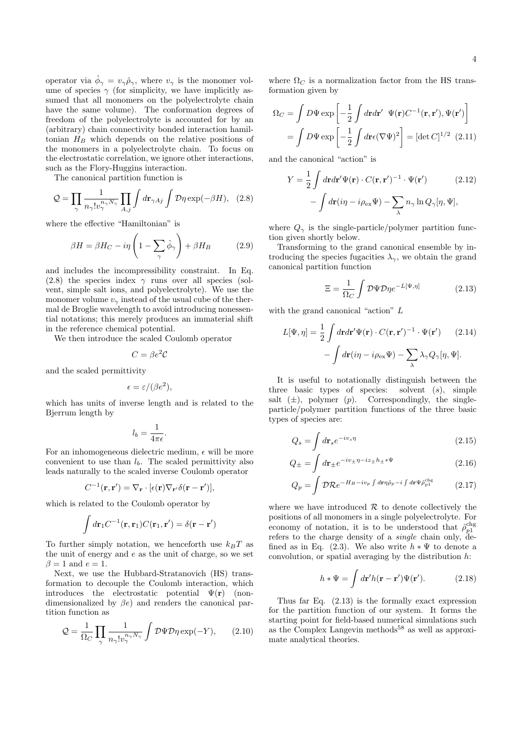operator via $\hat{\phi}_\gamma = v_\gamma \hat{\rho}_\gamma$, where $v_\gamma$ is the monomer volume of species $\gamma$ (for simplicity, we have implicitly assumed that all monomers on the polyelectrolyte chain have the same volume). The conformation degrees of freedom of the polyelectrolyte is accounted for by an (arbitrary) chain connectivity bonded interaction hamiltonian $H_B$ which depends on the relative positions of the monomers in a polyelectrolyte chain. To focus on the electrostatic correlation, we ignore other interactions, such as the Flory-Huggins interaction.

The canonical partition function is

$$\mathcal{Q} = \prod_\gamma \frac{1}{n_\gamma! v_\gamma^{n_\gamma N_\gamma}} \prod_{A,j} \int d\mathbf{r}_{\gamma Aj} \int \mathcal{D}\eta \exp(-\beta H), \quad (2.8)$$

where the effective "Hamiltonian" is

$$\beta H = \beta H_C - i\eta \left(1 - \sum_\gamma \hat{\phi}_\gamma\right) + \beta H_B \quad (2.9)$$

and includes the incompressibility constraint. In Eq. (2.8) the species index $\gamma$ runs over all species (solvent, simple salt ions, and polyelectrolyte). We use the monomer volume $v_\gamma$ instead of the usual cube of the thermal de Broglie wavelength to avoid introducing nonessential notations; this merely produces an immaterial shift in the reference chemical potential.

We then introduce the scaled Coulomb operator

$$C = \beta e^2 \mathcal{C}$$

and the scaled permittivity

$$\epsilon = \varepsilon/(\beta e^2),$$

which has units of inverse length and is related to the Bjerrum length by

$$l_b = \frac{1}{4\pi\epsilon}.$$

For an inhomogeneous dielectric medium, $\epsilon$ will be more convenient to use than $l_b$. The scaled permittivity also leads naturally to the scaled inverse Coulomb operator

$$C^{-1}(\mathbf{r}, \mathbf{r}') = \nabla_\mathbf{r} \cdot [\epsilon(\mathbf{r}) \nabla_{\mathbf{r}'} \delta(\mathbf{r} - \mathbf{r}')],$$

which is related to the Coulomb operator by

$$\int d\mathbf{r}_1 C^{-1}(\mathbf{r}, \mathbf{r}_1) C(\mathbf{r}_1, \mathbf{r}') = \delta(\mathbf{r} - \mathbf{r}')$$

To further simply notation, we henceforth use $k_B T$ as the unit of energy and $e$ as the unit of charge, so we set $\beta = 1$ and $e = 1$.

Next, we use the Hubbard-Stranovich (HS) transformation to decouple the Coulomb interaction, which introduces the electrostatic potential $\Psi(\mathbf{r})$ (nondimensionalized by $\beta e$) and renders the canonical partition function as

$$\mathcal{Q} = \frac{1}{\Omega_C} \prod_\gamma \frac{1}{n_\gamma! v_\gamma^{n_\gamma N_\gamma}} \int \mathcal{D}\Psi \mathcal{D}\eta \exp(-Y), \quad (2.10)$$

where $\Omega_C$ is a normalization factor from the HS transformation given by

$$\begin{aligned}\Omega_C &= \int D\Psi \exp\left[-\frac{1}{2}\int d\mathbf{r}d\mathbf{r}' \;\; \Psi(\mathbf{r}) C^{-1}(\mathbf{r}, \mathbf{r}'), \Psi(\mathbf{r}')\right] \\ &= \int D\Psi \exp\left[-\frac{1}{2}\int d\mathbf{r} \epsilon (\nabla\Psi)^2\right] = [\det C]^{1/2} \quad (2.11)\end{aligned}$$

and the canonical "action" is

$$\begin{aligned}Y &= \frac{1}{2}\int d\mathbf{r}d\mathbf{r}' \Psi(\mathbf{r}) \cdot C(\mathbf{r}, \mathbf{r}')^{-1} \cdot \Psi(\mathbf{r}') \quad (2.12) \\ &\quad - \int d\mathbf{r}(i\eta - i\rho_{\text{ex}}\Psi) - \sum_\lambda n_\gamma \ln Q_\gamma[\eta, \Psi],\end{aligned}$$

where $Q_\gamma$ is the single-particle/polymer partition function given shortly below.

Transforming to the grand canonical ensemble by introducing the species fugacities $\lambda_\gamma$, we obtain the grand canonical partition function

$$\Xi = \frac{1}{\Omega_C} \int \mathcal{D}\Psi \mathcal{D}\eta e^{-L[\Psi, \eta]} \quad (2.13)$$

with the grand canonical "action" $L$

$$\begin{aligned}L[\Psi, \eta] &= \frac{1}{2}\int d\mathbf{r}d\mathbf{r}' \Psi(\mathbf{r}) \cdot C(\mathbf{r}, \mathbf{r}')^{-1} \cdot \Psi(\mathbf{r}') \quad (2.14) \\ &\quad - \int d\mathbf{r}(i\eta - i\rho_{\text{ex}}\Psi) - \sum_\lambda \lambda_\gamma Q_\gamma[\eta, \Psi].\end{aligned}$$

It is useful to notationally distinguish between the three basic types of species: solvent ($s$), simple salt ($\pm$), polymer ($p$). Correspondingly, the single-particle/polymer partition functions of the three basic types of species are:

$$Q_s = \int d\mathbf{r}_s e^{-iv_s\eta} \quad (2.15)$$

$$Q_\pm = \int d\mathbf{r}_\pm e^{-iv_\pm\eta - iz_\pm h_\pm * \Psi} \quad (2.16)$$

$$Q_p = \int \mathcal{D}\mathcal{R} e^{-H_B - iv_p \int d\mathbf{r}\eta\hat{\rho}_p - i\int d\mathbf{r}\Psi\hat{\rho}_{p1}^{\text{chg}}} \quad (2.17)$$

where we have introduced $\mathcal{R}$ to denote collectively the positions of all monomers in a single polyelectrolyte. For economy of notation, it is to be understood that $\hat{\rho}_{p1}^{\text{chg}}$ refers to the charge density of a *single* chain only, defined as in Eq. (2.3). We also write $h * \Psi$ to denote a convolution, or spatial averaging by the distribution $h$:

$$h * \Psi = \int d\mathbf{r}' h(\mathbf{r} - \mathbf{r}') \Psi(\mathbf{r}'). \quad (2.18)$$

Thus far Eq. (2.13) is the formally exact expression for the partition function of our system. It forms the starting point for field-based numerical simulations such as the Complex Langevin methods[58] as well as approximate analytical theories.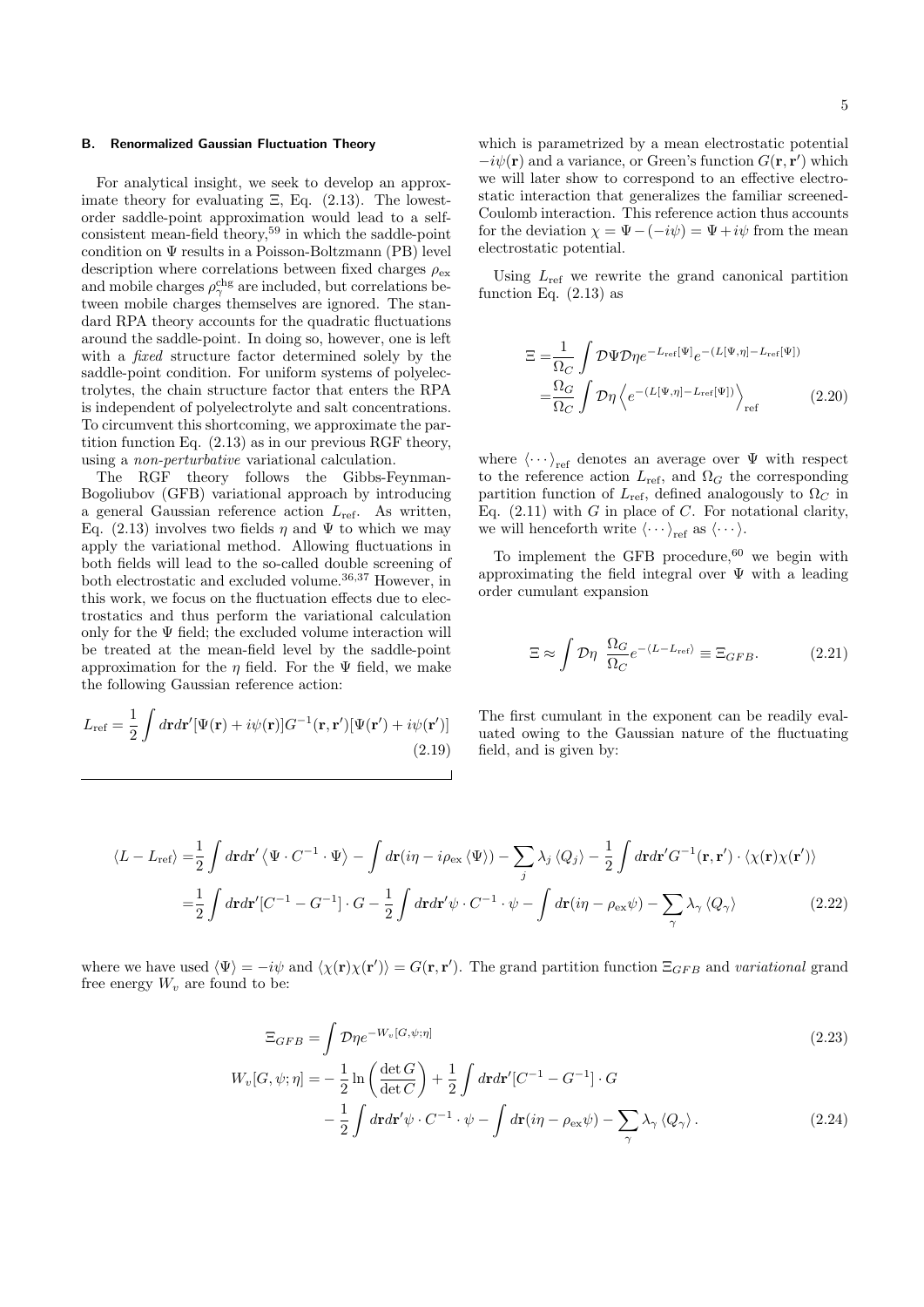### B. Renormalized Gaussian Fluctuation Theory

For analytical insight, we seek to develop an approximate theory for evaluating $\Xi$, Eq. (2.13). The lowest-order saddle-point approximation would lead to a self-consistent mean-field theory,[59] in which the saddle-point condition on $\Psi$ results in a Poisson-Boltzmann (PB) level description where correlations between fixed charges $\rho_{\rm ex}$ and mobile charges $\rho_\gamma^{\rm chg}$ are included, but correlations between mobile charges themselves are ignored. The standard RPA theory accounts for the quadratic fluctuations around the saddle-point. In doing so, however, one is left with a *fixed* structure factor determined solely by the saddle-point condition. For uniform systems of polyelectrolytes, the chain structure factor that enters the RPA is independent of polyelectrolyte and salt concentrations. To circumvent this shortcoming, we approximate the partition function Eq. (2.13) as in our previous RGF theory, using a *non-perturbative* variational calculation.

The RGF theory follows the Gibbs-Feynman-Bogoliubov (GFB) variational approach by introducing a general Gaussian reference action $L_{\rm ref}$. As written, Eq. (2.13) involves two fields $\eta$ and $\Psi$ to which we may apply the variational method. Allowing fluctuations in both fields will lead to the so-called double screening of both electrostatic and excluded volume.[36,37] However, in this work, we focus on the fluctuation effects due to electrostatics and thus perform the variational calculation only for the $\Psi$ field; the excluded volume interaction will be treated at the mean-field level by the saddle-point approximation for the $\eta$ field. For the $\Psi$ field, we make the following Gaussian reference action:

$$L_{\rm ref} = \frac{1}{2}\int d\mathbf{r}d\mathbf{r}'[\Psi(\mathbf{r})+i\psi(\mathbf{r})]G^{-1}(\mathbf{r},\mathbf{r}')[\Psi(\mathbf{r}')+i\psi(\mathbf{r}')] \tag{2.19}$$

which is parametrized by a mean electrostatic potential $-i\psi(\mathbf{r})$ and a variance, or Green's function $G(\mathbf{r},\mathbf{r}')$ which we will later show to correspond to an effective electrostatic interaction that generalizes the familiar screened-Coulomb interaction. This reference action thus accounts for the deviation $\chi = \Psi - (-i\psi) = \Psi + i\psi$ from the mean electrostatic potential.

Using $L_{\rm ref}$ we rewrite the grand canonical partition function Eq. (2.13) as

$$\begin{aligned}\Xi =& \frac{1}{\Omega_C}\int \mathcal{D}\Psi\mathcal{D}\eta e^{-L_{\rm ref}[\Psi]}e^{-(L[\Psi,\eta]-L_{\rm ref}[\Psi])} \\ =& \frac{\Omega_G}{\Omega_C}\int \mathcal{D}\eta \left\langle e^{-(L[\Psi,\eta]-L_{\rm ref}[\Psi])}\right\rangle_{\rm ref}\end{aligned} \tag{2.20}$$

where $\langle\cdots\rangle_{\rm ref}$ denotes an average over $\Psi$ with respect to the reference action $L_{\rm ref}$, and $\Omega_G$ the corresponding partition function of $L_{\rm ref}$, defined analogously to $\Omega_C$ in Eq. (2.11) with $G$ in place of $C$. For notational clarity, we will henceforth write $\langle\cdots\rangle_{\rm ref}$ as $\langle\cdots\rangle$.

To implement the GFB procedure,[60] we begin with approximating the field integral over $\Psi$ with a leading order cumulant expansion

$$\Xi \approx \int \mathcal{D}\eta\ \frac{\Omega_G}{\Omega_C}e^{-\langle L-L_{\rm ref}\rangle} \equiv \Xi_{GFB}. \tag{2.21}$$

The first cumulant in the exponent can be readily evaluated owing to the Gaussian nature of the fluctuating field, and is given by:

$$\begin{aligned}\langle L-L_{\rm ref}\rangle =& \frac{1}{2}\int d\mathbf{r}d\mathbf{r}'\left\langle \Psi\cdot C^{-1}\cdot\Psi\right\rangle - \int d\mathbf{r}(i\eta - i\rho_{\rm ex}\langle\Psi\rangle) - \sum_j \lambda_j\langle Q_j\rangle - \frac{1}{2}\int d\mathbf{r}d\mathbf{r}'G^{-1}(\mathbf{r},\mathbf{r}')\cdot\langle\chi(\mathbf{r})\chi(\mathbf{r}')\rangle \\ =& \frac{1}{2}\int d\mathbf{r}d\mathbf{r}'[C^{-1}-G^{-1}]\cdot G - \frac{1}{2}\int d\mathbf{r}d\mathbf{r}'\psi\cdot C^{-1}\cdot\psi - \int d\mathbf{r}(i\eta-\rho_{\rm ex}\psi) - \sum_\gamma \lambda_\gamma\langle Q_\gamma\rangle\end{aligned} \tag{2.22}$$

where we have used $\langle\Psi\rangle = -i\psi$ and $\langle\chi(\mathbf{r})\chi(\mathbf{r}')\rangle = G(\mathbf{r},\mathbf{r}')$. The grand partition function $\Xi_{GFB}$ and *variational* grand free energy $W_v$ are found to be:

$$\Xi_{GFB} = \int \mathcal{D}\eta e^{-W_v[G,\psi;\eta]} \tag{2.23}$$

$$\begin{aligned}W_v[G,\psi;\eta] =& -\frac{1}{2}\ln\left(\frac{\det G}{\det C}\right) + \frac{1}{2}\int d\mathbf{r}d\mathbf{r}'[C^{-1}-G^{-1}]\cdot G \\ & -\frac{1}{2}\int d\mathbf{r}d\mathbf{r}'\psi\cdot C^{-1}\cdot\psi - \int d\mathbf{r}(i\eta-\rho_{\rm ex}\psi) - \sum_\gamma\lambda_\gamma\langle Q_\gamma\rangle.\end{aligned} \tag{2.24}$$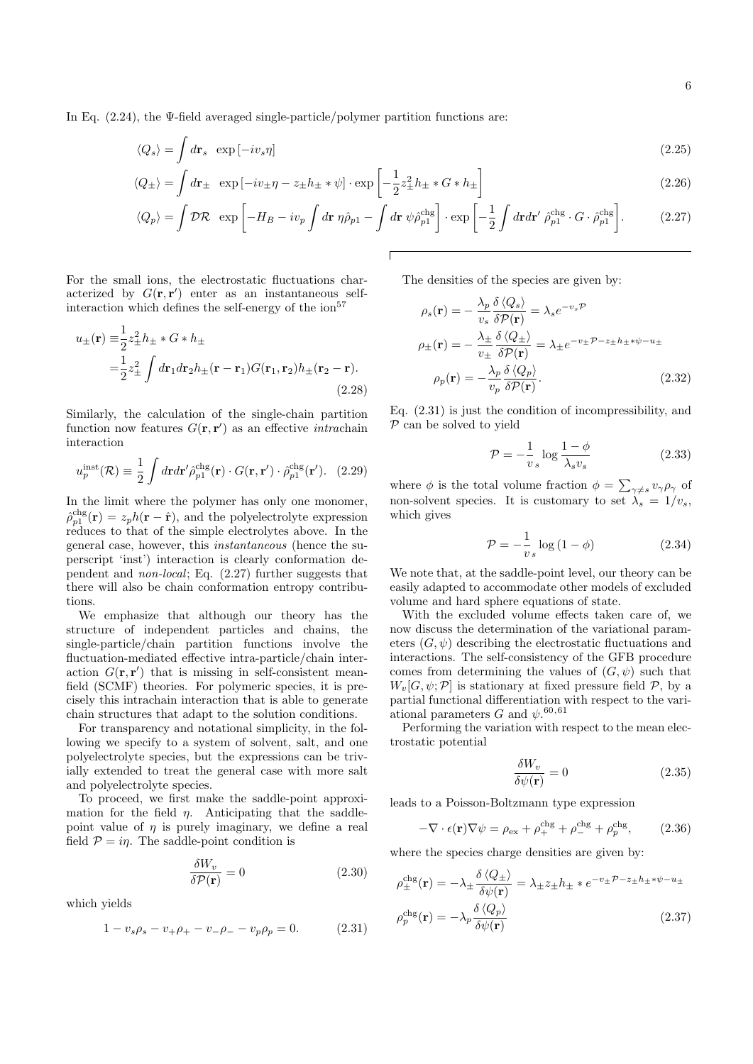In Eq. (2.24), the Ψ-field averaged single-particle/polymer partition functions are:

$$\langle Q_s \rangle = \int d\mathbf{r}_s \ \ \exp\left[-iv_s \eta\right] \tag{2.25}$$

$$\langle Q_\pm \rangle = \int d\mathbf{r}_\pm \ \ \exp\left[-iv_\pm \eta - z_\pm h_\pm * \psi\right] \cdot \exp\left[-\frac{1}{2} z_\pm^2 h_\pm * G * h_\pm\right] \tag{2.26}$$

$$\langle Q_p \rangle = \int \mathcal{D}\mathcal{R} \ \ \exp\left[-H_B - iv_p \int d\mathbf{r}\ \eta \hat{\rho}_{p1} - \int d\mathbf{r}\ \psi \hat{\rho}_{p1}^{\mathrm{chg}}\right] \cdot \exp\left[-\frac{1}{2}\int d\mathbf{r} d\mathbf{r}'\ \hat{\rho}_{p1}^{\mathrm{chg}} \cdot G \cdot \hat{\rho}_{p1}^{\mathrm{chg}}\right]. \tag{2.27}$$

For the small ions, the electrostatic fluctuations characterized by $G(\mathbf{r},\mathbf{r}')$ enter as an instantaneous self-interaction which defines the self-energy of the ion[57]

$$\begin{aligned} u_\pm(\mathbf{r}) \equiv& \frac{1}{2} z_\pm^2 h_\pm * G * h_\pm \\ =& \frac{1}{2} z_\pm^2 \int d\mathbf{r}_1 d\mathbf{r}_2 h_\pm(\mathbf{r}-\mathbf{r}_1) G(\mathbf{r}_1,\mathbf{r}_2) h_\pm(\mathbf{r}_2-\mathbf{r}). \end{aligned} \tag{2.28}$$

Similarly, the calculation of the single-chain partition function now features $G(\mathbf{r},\mathbf{r}')$ as an effective *intra*chain interaction

$$u_p^{\mathrm{inst}}(\mathcal{R}) \equiv \frac{1}{2}\int d\mathbf{r} d\mathbf{r}' \hat{\rho}_{p1}^{\mathrm{chg}}(\mathbf{r}) \cdot G(\mathbf{r},\mathbf{r}') \cdot \hat{\rho}_{p1}^{\mathrm{chg}}(\mathbf{r}'). \tag{2.29}$$

In the limit where the polymer has only one monomer, $\hat{\rho}_{p1}^{\mathrm{chg}}(\mathbf{r}) = z_p h(\mathbf{r}-\hat{\mathbf{r}})$, and the polyelectrolyte expression reduces to that of the simple electrolytes above. In the general case, however, this *instantaneous* (hence the superscript 'inst') interaction is clearly conformation dependent and *non-local*; Eq. (2.27) further suggests that there will also be chain conformation entropy contributions.

We emphasize that although our theory has the structure of independent particles and chains, the single-particle/chain partition functions involve the fluctuation-mediated effective intra-particle/chain interaction $G(\mathbf{r},\mathbf{r}')$ that is missing in self-consistent mean-field (SCMF) theories. For polymeric species, it is precisely this intrachain interaction that is able to generate chain structures that adapt to the solution conditions.

For transparency and notational simplicity, in the following we specify to a system of solvent, salt, and one polyelectrolyte species, but the expressions can be trivially extended to treat the general case with more salt and polyelectrolyte species.

To proceed, we first make the saddle-point approximation for the field $\eta$. Anticipating that the saddle-point value of $\eta$ is purely imaginary, we define a real field $\mathcal{P} = i\eta$. The saddle-point condition is

$$\frac{\delta W_v}{\delta \mathcal{P}(\mathbf{r})} = 0 \tag{2.30}$$

which yields

$$1 - v_s\rho_s - v_+\rho_+ - v_-\rho_- - v_p\rho_p = 0. \tag{2.31}$$

The densities of the species are given by:

$$\begin{aligned} \rho_s(\mathbf{r}) =& -\frac{\lambda_p}{v_s}\frac{\delta \langle Q_s\rangle}{\delta \mathcal{P}(\mathbf{r})} = \lambda_s e^{-v_s \mathcal{P}} \\ \rho_\pm(\mathbf{r}) =& -\frac{\lambda_\pm}{v_\pm}\frac{\delta \langle Q_\pm\rangle}{\delta \mathcal{P}(\mathbf{r})} = \lambda_\pm e^{-v_\pm \mathcal{P} - z_\pm h_\pm * \psi - u_\pm} \\ \rho_p(\mathbf{r}) =& -\frac{\lambda_p}{v_p}\frac{\delta \langle Q_p\rangle}{\delta \mathcal{P}(\mathbf{r})}. \end{aligned} \tag{2.32}$$

Eq. (2.31) is just the condition of incompressibility, and $\mathcal{P}$ can be solved to yield

$$\mathcal{P} = -\frac{1}{v_s}\log\frac{1-\phi}{\lambda_s v_s} \tag{2.33}$$

where $\phi$ is the total volume fraction $\phi = \sum_{\gamma\neq s} v_\gamma \rho_\gamma$ of non-solvent species. It is customary to set $\lambda_s = 1/v_s$, which gives

$$\mathcal{P} = -\frac{1}{v_s}\log(1-\phi) \tag{2.34}$$

We note that, at the saddle-point level, our theory can be easily adapted to accommodate other models of excluded volume and hard sphere equations of state.

With the excluded volume effects taken care of, we now discuss the determination of the variational parameters $(G,\psi)$ describing the electrostatic fluctuations and interactions. The self-consistency of the GFB procedure comes from determining the values of $(G,\psi)$ such that $W_v[G,\psi;\mathcal{P}]$ is stationary at fixed pressure field $\mathcal{P}$, by a partial functional differentiation with respect to the variational parameters $G$ and $\psi$.[60,61]

Performing the variation with respect to the mean electrostatic potential

$$\frac{\delta W_v}{\delta \psi(\mathbf{r})} = 0 \tag{2.35}$$

leads to a Poisson-Boltzmann type expression

$$-\nabla\cdot\epsilon(\mathbf{r})\nabla\psi = \rho_{\mathrm{ex}} + \rho_+^{\mathrm{chg}} + \rho_-^{\mathrm{chg}} + \rho_p^{\mathrm{chg}}, \tag{2.36}$$

where the species charge densities are given by:

$$\begin{aligned} \rho_\pm^{\mathrm{chg}}(\mathbf{r}) =& -\lambda_\pm \frac{\delta\langle Q_\pm\rangle}{\delta\psi(\mathbf{r})} = \lambda_\pm z_\pm h_\pm * e^{-v_\pm \mathcal{P} - z_\pm h_\pm * \psi - u_\pm} \\ \rho_p^{\mathrm{chg}}(\mathbf{r}) =& -\lambda_p \frac{\delta\langle Q_p\rangle}{\delta\psi(\mathbf{r})} \end{aligned} \tag{2.37}$$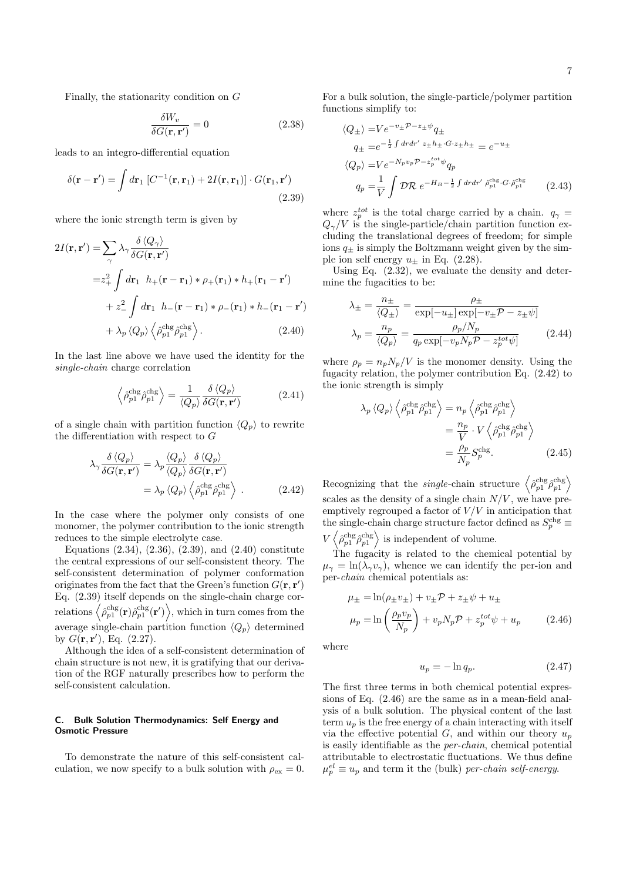Finally, the stationarity condition on $G$

$$\frac{\delta W_v}{\delta G(\mathbf{r},\mathbf{r}')} = 0 \tag{2.38}$$

leads to an integro-differential equation

$$\delta(\mathbf{r}-\mathbf{r}') = \int d\mathbf{r}_1 \left[C^{-1}(\mathbf{r},\mathbf{r}_1) + 2I(\mathbf{r},\mathbf{r}_1)\right] \cdot G(\mathbf{r}_1,\mathbf{r}') \tag{2.39}$$

where the ionic strength term is given by

$$\begin{aligned}
2I(\mathbf{r},\mathbf{r}') =& \sum_\gamma \lambda_\gamma \frac{\delta \left\langle Q_\gamma \right\rangle}{\delta G(\mathbf{r},\mathbf{r}')} \\
=& z_+^2 \int d\mathbf{r}_1 \;\; h_+(\mathbf{r}-\mathbf{r}_1) * \rho_+(\mathbf{r}_1) * h_+(\mathbf{r}_1 - \mathbf{r}') \\
&+ z_-^2 \int d\mathbf{r}_1 \;\; h_-(\mathbf{r}-\mathbf{r}_1) * \rho_-(\mathbf{r}_1) * h_-(\mathbf{r}_1 - \mathbf{r}') \\
&+ \lambda_p \left\langle Q_p \right\rangle \left\langle \hat{\rho}_{p1}^{\text{chg}} \hat{\rho}_{p1}^{\text{chg}} \right\rangle .
\end{aligned} \tag{2.40}$$

In the last line above we have used the identity for the *single-chain* charge correlation

$$\left\langle \hat{\rho}_{p1}^{\text{chg}} \hat{\rho}_{p1}^{\text{chg}} \right\rangle = \frac{1}{\left\langle Q_p \right\rangle} \frac{\delta \left\langle Q_p \right\rangle}{\delta G(\mathbf{r},\mathbf{r}')} \tag{2.41}$$

of a single chain with partition function $\langle Q_p \rangle$ to rewrite the differentiation with respect to $G$

$$\begin{aligned}
\lambda_\gamma \frac{\delta \left\langle Q_p \right\rangle}{\delta G(\mathbf{r},\mathbf{r}')} &= \lambda_p \frac{\left\langle Q_p \right\rangle}{\left\langle Q_p \right\rangle} \frac{\delta \left\langle Q_p \right\rangle}{\delta G(\mathbf{r},\mathbf{r}')} \\
&= \lambda_p \left\langle Q_p \right\rangle \left\langle \hat{\rho}_{p1}^{\text{chg}} \hat{\rho}_{p1}^{\text{chg}} \right\rangle .
\end{aligned} \tag{2.42}$$

In the case where the polymer only consists of one monomer, the polymer contribution to the ionic strength reduces to the simple electrolyte case.

Equations (2.34), (2.36), (2.39), and (2.40) constitute the central expressions of our self-consistent theory. The self-consistent determination of polymer conformation originates from the fact that the Green's function $G(\mathbf{r},\mathbf{r}')$ Eq. (2.39) itself depends on the single-chain charge correlations $\left\langle \hat{\rho}_{p1}^{\text{chg}}(\mathbf{r}) \hat{\rho}_{p1}^{\text{chg}}(\mathbf{r}') \right\rangle$, which in turn comes from the average single-chain partition function $\langle Q_p \rangle$ determined by $G(\mathbf{r},\mathbf{r}')$, Eq. (2.27).

Although the idea of a self-consistent determination of chain structure is not new, it is gratifying that our derivation of the RGF naturally prescribes how to perform the self-consistent calculation.

### C. Bulk Solution Thermodynamics: Self Energy and Osmotic Pressure

To demonstrate the nature of this self-consistent calculation, we now specify to a bulk solution with $\rho_{\text{ex}} = 0$. For a bulk solution, the single-particle/polymer partition functions simplify to:

$$\begin{aligned}
\left\langle Q_\pm \right\rangle =& V e^{-v_\pm \mathcal{P} - z_\pm \psi} q_\pm \\
q_\pm =& e^{-\frac{1}{2}\int dr dr' \; z_\pm h_\pm \cdot G \cdot z_\pm h_\pm} = e^{-u_\pm} \\
\left\langle Q_p \right\rangle =& V e^{-N_p v_p \mathcal{P} - z_p^{tot} \psi} q_p \\
q_p =& \frac{1}{V} \int \mathcal{D}\mathcal{R} \; e^{-H_B - \frac{1}{2}\int dr dr' \; \hat{\rho}_{p1}^{\text{chg}} \cdot G \cdot \hat{\rho}_{p1}^{\text{chg}}}
\end{aligned} \tag{2.43}$$

where $z_p^{tot}$ is the total charge carried by a chain. $q_\gamma = Q_\gamma / V$ is the single-particle/chain partition function excluding the translational degrees of freedom; for simple ions $q_\pm$ is simply the Boltzmann weight given by the simple ion self energy $u_\pm$ in Eq. (2.28).

Using Eq. (2.32), we evaluate the density and determine the fugacities to be:

$$\begin{aligned}
\lambda_\pm &= \frac{n_\pm}{\left\langle Q_\pm \right\rangle} = \frac{\rho_\pm}{\exp[-u_\pm] \exp[-v_\pm \mathcal{P} - z_\pm \psi]} \\
\lambda_p &= \frac{n_p}{\left\langle Q_p \right\rangle} = \frac{\rho_p / N_p}{q_p \exp[-v_p N_p \mathcal{P} - z_p^{tot} \psi]}
\end{aligned} \tag{2.44}$$

where $\rho_p = n_p N_p / V$ is the monomer density. Using the fugacity relation, the polymer contribution Eq. (2.42) to the ionic strength is simply

$$\begin{aligned}
\lambda_p \left\langle Q_p \right\rangle \left\langle \hat{\rho}_{p1}^{\text{chg}} \hat{\rho}_{p1}^{\text{chg}} \right\rangle &= n_p \left\langle \hat{\rho}_{p1}^{\text{chg}} \hat{\rho}_{p1}^{\text{chg}} \right\rangle \\
&= \frac{n_p}{V} \cdot V \left\langle \hat{\rho}_{p1}^{\text{chg}} \hat{\rho}_{p1}^{\text{chg}} \right\rangle \\
&= \frac{\rho_p}{N_p} S_p^{\text{chg}} .
\end{aligned} \tag{2.45}$$

Recognizing that the *single*-chain structure $\left\langle \hat{\rho}_{p1}^{\text{chg}} \hat{\rho}_{p1}^{\text{chg}} \right\rangle$ scales as the density of a single chain $N/V$, we have preemptively regrouped a factor of $V/V$ in anticipation that the single-chain charge structure factor defined as $S_p^{\text{chg}} \equiv V \left\langle \hat{\rho}_{p1}^{\text{chg}} \hat{\rho}_{p1}^{\text{chg}} \right\rangle$ is independent of volume.

The fugacity is related to the chemical potential by $\mu_\gamma = \ln(\lambda_\gamma v_\gamma)$, whence we can identify the per-ion and per-*chain* chemical potentials as:

$$\begin{aligned}
\mu_\pm =& \ln(\rho_\pm v_\pm) + v_\pm \mathcal{P} + z_\pm \psi + u_\pm \\
\mu_p =& \ln\left(\frac{\rho_p v_p}{N_p}\right) + v_p N_p \mathcal{P} + z_p^{tot} \psi + u_p
\end{aligned} \tag{2.46}$$

where

$$u_p = -\ln q_p . \tag{2.47}$$

The first three terms in both chemical potential expressions of Eq. (2.46) are the same as in a mean-field analysis of a bulk solution. The physical content of the last term $u_p$ is the free energy of a chain interacting with itself via the effective potential $G$, and within our theory $u_p$ is easily identifiable as the *per-chain*, chemical potential attributable to electrostatic fluctuations. We thus define $\mu_p^{el} \equiv u_p$ and term it the (bulk) *per-chain self-energy*.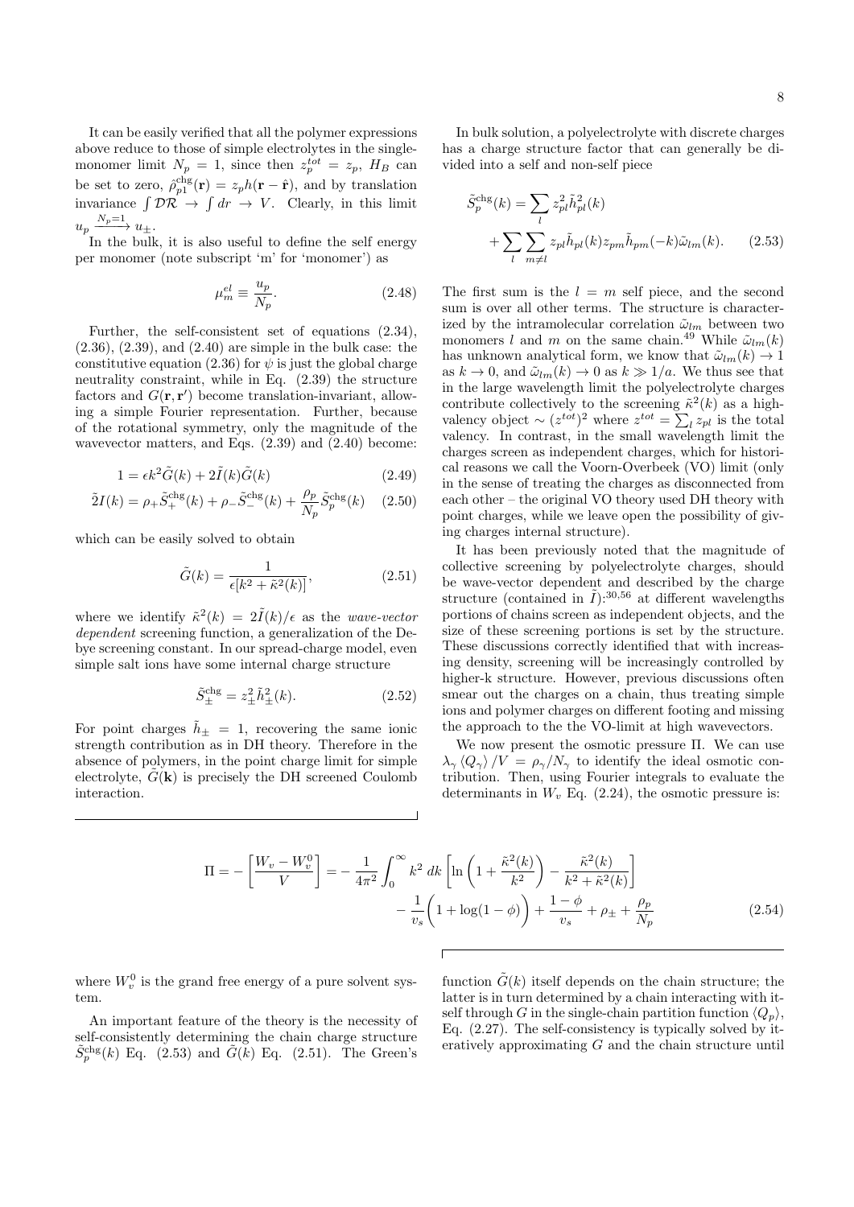It can be easily verified that all the polymer expressions above reduce to those of simple electrolytes in the single-monomer limit $N_p = 1$, since then $z_p^{tot} = z_p$, $H_B$ can be set to zero, $\hat{\rho}_{p1}^{\text{chg}}(\mathbf{r}) = z_p h(\mathbf{r} - \hat{\mathbf{r}})$, and by translation invariance $\int \mathcal{D}\mathcal{R} \to \int dr \to V$. Clearly, in this limit $u_p \xrightarrow{N_p=1} u_\pm$.

In the bulk, it is also useful to define the self energy per monomer (note subscript 'm' for 'monomer') as

$$\mu_m^{el} \equiv \frac{u_p}{N_p}. \tag{2.48}$$

Further, the self-consistent set of equations (2.34), (2.36), (2.39), and (2.40) are simple in the bulk case: the constitutive equation (2.36) for $\psi$ is just the global charge neutrality constraint, while in Eq. (2.39) the structure factors and $G(\mathbf{r}, \mathbf{r}')$ become translation-invariant, allowing a simple Fourier representation. Further, because of the rotational symmetry, only the magnitude of the wavevector matters, and Eqs. (2.39) and (2.40) become:

$$1 = \epsilon k^2 \tilde{G}(k) + 2\tilde{I}(k)\tilde{G}(k) \tag{2.49}$$

$$\tilde{2}I(k) = \rho_+ \tilde{S}_+^{\text{chg}}(k) + \rho_- \tilde{S}_-^{\text{chg}}(k) + \frac{\rho_p}{N_p}\tilde{S}_p^{\text{chg}}(k) \tag{2.50}$$

which can be easily solved to obtain

$$\tilde{G}(k) = \frac{1}{\epsilon[k^2 + \tilde{\kappa}^2(k)]}, \tag{2.51}$$

where we identify $\tilde{\kappa}^2(k) = 2\tilde{I}(k)/\epsilon$ as the *wave-vector dependent* screening function, a generalization of the Debye screening constant. In our spread-charge model, even simple salt ions have some internal charge structure

$$\tilde{S}_\pm^{\text{chg}} = z_\pm^2 \tilde{h}_\pm^2(k). \tag{2.52}$$

For point charges $\tilde{h}_\pm = 1$, recovering the same ionic strength contribution as in DH theory. Therefore in the absence of polymers, in the point charge limit for simple electrolyte, $\tilde{G}(\mathbf{k})$ is precisely the DH screened Coulomb interaction.

In bulk solution, a polyelectrolyte with discrete charges has a charge structure factor that can generally be divided into a self and non-self piece

$$\tilde{S}_p^{\text{chg}}(k) = \sum_l z_{pl}^2 \tilde{h}_{pl}^2(k) + \sum_l \sum_{m \neq l} z_{pl}\tilde{h}_{pl}(k) z_{pm}\tilde{h}_{pm}(-k)\tilde{\omega}_{lm}(k). \tag{2.53}$$

The first sum is the $l = m$ self piece, and the second sum is over all other terms. The structure is characterized by the intramolecular correlation $\tilde{\omega}_{lm}$ between two monomers $l$ and $m$ on the same chain.[49] While $\tilde{\omega}_{lm}(k)$ has unknown analytical form, we know that $\tilde{\omega}_{lm}(k) \to 1$ as $k \to 0$, and $\tilde{\omega}_{lm}(k) \to 0$ as $k \gg 1/a$. We thus see that in the large wavelength limit the polyelectrolyte charges contribute collectively to the screening $\tilde{\kappa}^2(k)$ as a high-valency object $\sim (z^{tot})^2$ where $z^{tot} = \sum_l z_{pl}$ is the total valency. In contrast, in the small wavelength limit the charges screen as independent charges, which for historical reasons we call the Voorn-Overbeek (VO) limit (only in the sense of treating the charges as disconnected from each other – the original VO theory used DH theory with point charges, while we leave open the possibility of giving charges internal structure).

It has been previously noted that the magnitude of collective screening by polyelectrolyte charges, should be wave-vector dependent and described by the charge structure (contained in $\tilde{I}$):[30,56] at different wavelengths portions of chains screen as independent objects, and the size of these screening portions is set by the structure. These discussions correctly identified that with increasing density, screening will be increasingly controlled by higher-k structure. However, previous discussions often smear out the charges on a chain, thus treating simple ions and polymer charges on different footing and missing the approach to the the VO-limit at high wavevectors.

We now present the osmotic pressure $\Pi$. We can use $\lambda_\gamma \langle Q_\gamma \rangle / V = \rho_\gamma / N_\gamma$ to identify the ideal osmotic contribution. Then, using Fourier integrals to evaluate the determinants in $W_v$ Eq. (2.24), the osmotic pressure is:

$$\Pi = -\left[\frac{W_v - W_v^0}{V}\right] = -\frac{1}{4\pi^2}\int_0^\infty k^2\, dk \left[\ln\left(1 + \frac{\tilde{\kappa}^2(k)}{k^2}\right) - \frac{\tilde{\kappa}^2(k)}{k^2 + \tilde{\kappa}^2(k)}\right] - \frac{1}{v_s}\left(1 + \log(1-\phi)\right) + \frac{1-\phi}{v_s} + \rho_\pm + \frac{\rho_p}{N_p} \tag{2.54}$$

where $W_v^0$ is the grand free energy of a pure solvent system.

An important feature of the theory is the necessity of self-consistently determining the chain charge structure $\tilde{S}_p^{\text{chg}}(k)$ Eq. (2.53) and $\tilde{G}(k)$ Eq. (2.51). The Green's function $\tilde{G}(k)$ itself depends on the chain structure; the latter is in turn determined by a chain interacting with itself through $G$ in the single-chain partition function $\langle Q_p \rangle$, Eq. (2.27). The self-consistency is typically solved by iteratively approximating $G$ and the chain structure until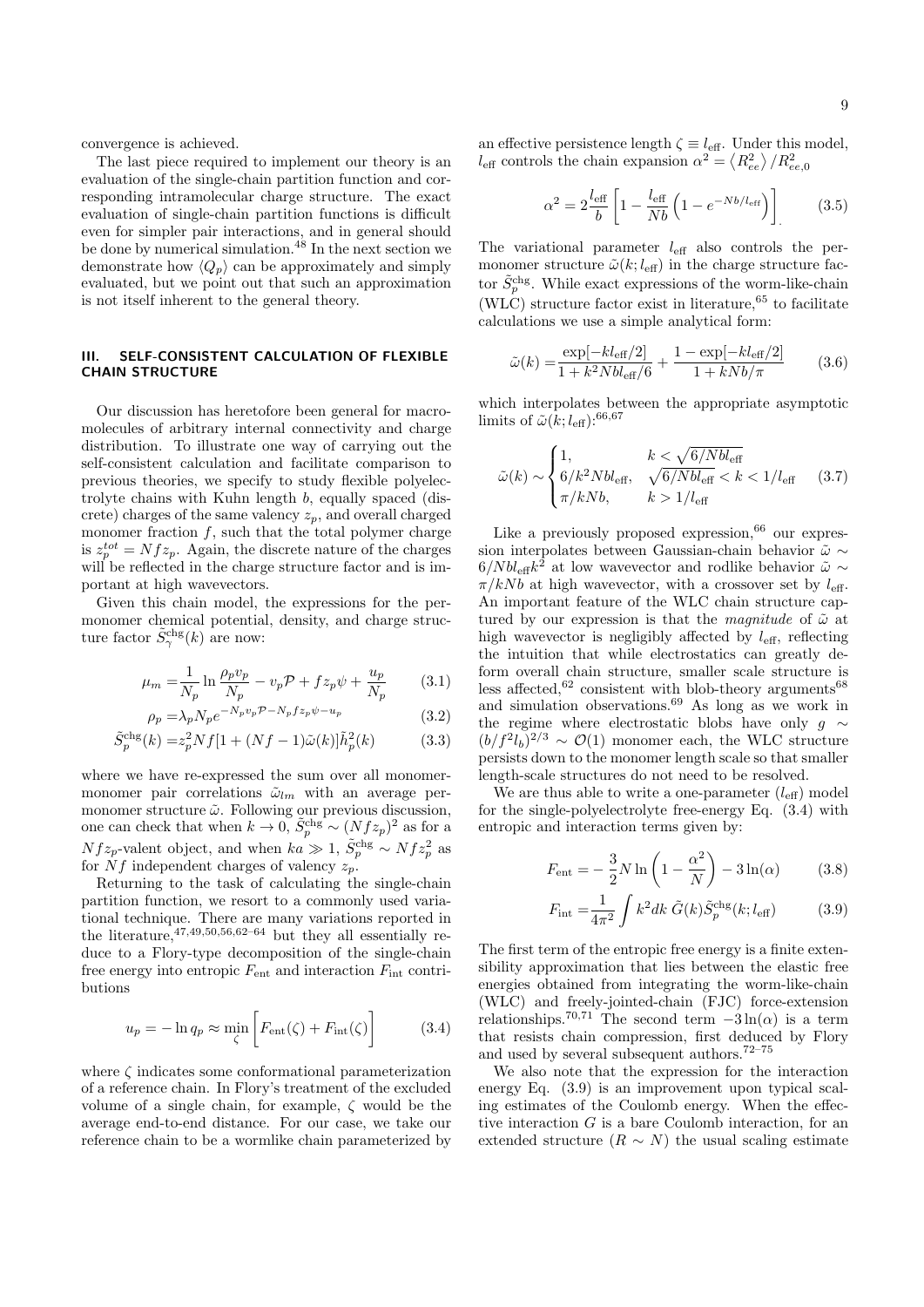convergence is achieved.

The last piece required to implement our theory is an evaluation of the single-chain partition function and corresponding intramolecular charge structure. The exact evaluation of single-chain partition functions is difficult even for simpler pair interactions, and in general should be done by numerical simulation.[48] In the next section we demonstrate how $\langle Q_p \rangle$ can be approximately and simply evaluated, but we point out that such an approximation is not itself inherent to the general theory.

## III. SELF-CONSISTENT CALCULATION OF FLEXIBLE CHAIN STRUCTURE

Our discussion has heretofore been general for macromolecules of arbitrary internal connectivity and charge distribution. To illustrate one way of carrying out the self-consistent calculation and facilitate comparison to previous theories, we specify to study flexible polyelectrolyte chains with Kuhn length $b$, equally spaced (discrete) charges of the same valency $z_p$, and overall charged monomer fraction $f$, such that the total polymer charge is $z_p^{tot} = Nfz_p$. Again, the discrete nature of the charges will be reflected in the charge structure factor and is important at high wavevectors.

Given this chain model, the expressions for the per-monomer chemical potential, density, and charge structure factor $\tilde{S}_\gamma^{\text{chg}}(k)$ are now:

$$\mu_m = \frac{1}{N_p} \ln \frac{\rho_p v_p}{N_p} - v_p \mathcal{P} + f z_p \psi + \frac{u_p}{N_p} \tag{3.1}$$

$$\rho_p = \lambda_p N_p e^{-N_p v_p \mathcal{P} - N_p f z_p \psi - u_p} \tag{3.2}$$

$$\tilde{S}_p^{\text{chg}}(k) = z_p^2 N f [1 + (Nf - 1)\tilde{\omega}(k)] \tilde{h}_p^2(k) \tag{3.3}$$

where we have re-expressed the sum over all monomer-monomer pair correlations $\tilde{\omega}_{lm}$ with an average per-monomer structure $\tilde{\omega}$. Following our previous discussion, one can check that when $k \to 0$, $\tilde{S}_p^{\text{chg}} \sim (Nfz_p)^2$ as for a $Nfz_p$-valent object, and when $ka \gg 1$, $\tilde{S}_p^{\text{chg}} \sim Nfz_p^2$ as for $Nf$ independent charges of valency $z_p$.

Returning to the task of calculating the single-chain partition function, we resort to a commonly used variational technique. There are many variations reported in the literature,[47,49,50,56,62–64] but they all essentially reduce to a Flory-type decomposition of the single-chain free energy into entropic $F_{\text{ent}}$ and interaction $F_{\text{int}}$ contributions

$$u_p = -\ln q_p \approx \min_{\zeta} \left[ F_{\text{ent}}(\zeta) + F_{\text{int}}(\zeta) \right] \tag{3.4}$$

where $\zeta$ indicates some conformational parameterization of a reference chain. In Flory's treatment of the excluded volume of a single chain, for example, $\zeta$ would be the average end-to-end distance. For our case, we take our reference chain to be a wormlike chain parameterized by an effective persistence length $\zeta \equiv l_{\text{eff}}$. Under this model, $l_{\text{eff}}$ controls the chain expansion $\alpha^2 = \langle R_{ee}^2 \rangle / R_{ee,0}^2$

$$\alpha^2 = 2\frac{l_{\text{eff}}}{b} \left[ 1 - \frac{l_{\text{eff}}}{Nb} \left( 1 - e^{-Nb/l_{\text{eff}}} \right) \right]. \tag{3.5}$$

The variational parameter $l_{\text{eff}}$ also controls the per-monomer structure $\tilde{\omega}(k; l_{\text{eff}})$ in the charge structure factor $\tilde{S}_p^{\text{chg}}$. While exact expressions of the worm-like-chain (WLC) structure factor exist in literature,[65] to facilitate calculations we use a simple analytical form:

$$\tilde{\omega}(k) = \frac{\exp[-kl_{\text{eff}}/2]}{1 + k^2 N b l_{\text{eff}}/6} + \frac{1 - \exp[-kl_{\text{eff}}/2]}{1 + kNb/\pi} \tag{3.6}$$

which interpolates between the appropriate asymptotic limits of $\tilde{\omega}(k; l_{\text{eff}})$:[66,67]

$$\tilde{\omega}(k) \sim \begin{cases} 1, & k < \sqrt{6/Nbl_{\text{eff}}} \\ 6/k^2 N b l_{\text{eff}}, & \sqrt{6/Nbl_{\text{eff}}} < k < 1/l_{\text{eff}} \\ \pi/kNb, & k > 1/l_{\text{eff}} \end{cases} \tag{3.7}$$

Like a previously proposed expression,[66] our expression interpolates between Gaussian-chain behavior $\tilde{\omega} \sim 6/Nbl_{\text{eff}}k^2$ at low wavevector and rodlike behavior $\tilde{\omega} \sim \pi/kNb$ at high wavevector, with a crossover set by $l_{\text{eff}}$. An important feature of the WLC chain structure captured by our expression is that the *magnitude* of $\tilde{\omega}$ at high wavevector is negligibly affected by $l_{\text{eff}}$, reflecting the intuition that while electrostatics can greatly deform overall chain structure, smaller scale structure is less affected,[62] consistent with blob-theory arguments[68] and simulation observations.[69] As long as we work in the regime where electrostatic blobs have only $g \sim (b/f^2 l_b)^{2/3} \sim \mathcal{O}(1)$ monomer each, the WLC structure persists down to the monomer length scale so that smaller length-scale structures do not need to be resolved.

We are thus able to write a one-parameter ($l_{\text{eff}}$) model for the single-polyelectrolyte free-energy Eq. (3.4) with entropic and interaction terms given by:

$$F_{\text{ent}} = -\frac{3}{2} N \ln \left( 1 - \frac{\alpha^2}{N} \right) - 3 \ln(\alpha) \tag{3.8}$$

$$F_{\text{int}} = \frac{1}{4\pi^2} \int k^2 dk \, \tilde{G}(k) \tilde{S}_p^{\text{chg}}(k; l_{\text{eff}}) \tag{3.9}$$

The first term of the entropic free energy is a finite extensibility approximation that lies between the elastic free energies obtained from integrating the worm-like-chain (WLC) and freely-jointed-chain (FJC) force-extension relationships.[70,71] The second term $-3\ln(\alpha)$ is a term that resists chain compression, first deduced by Flory and used by several subsequent authors.[72–75]

We also note that the expression for the interaction energy Eq. (3.9) is an improvement upon typical scaling estimates of the Coulomb energy. When the effective interaction $G$ is a bare Coulomb interaction, for an extended structure ($R \sim N$) the usual scaling estimate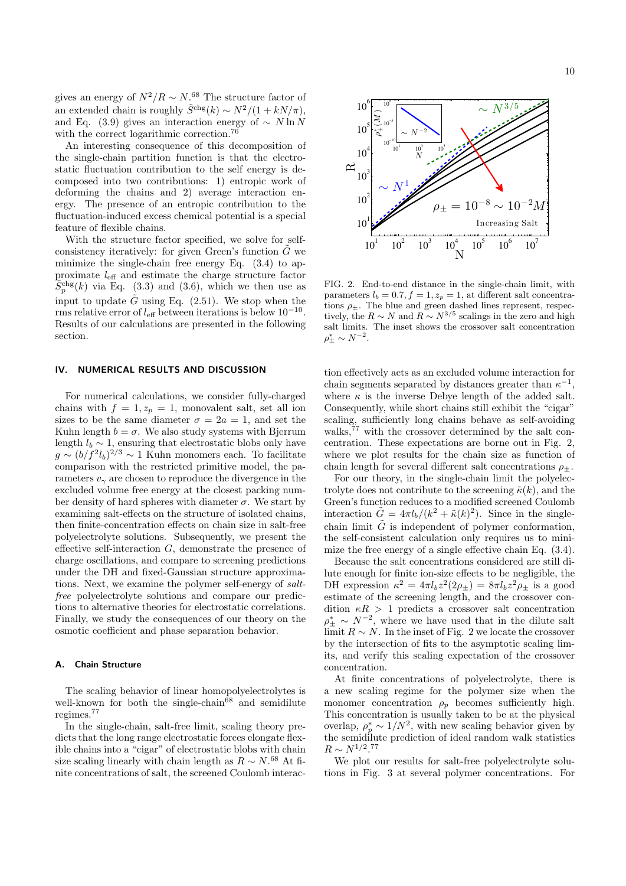gives an energy of $N^2/R \sim N$.[68] The structure factor of an extended chain is roughly $\tilde{S}^{\rm chg}(k) \sim N^2/(1 + kN/\pi)$, and Eq. (3.9) gives an interaction energy of $\sim N \ln N$ with the correct logarithmic correction.[76]

An interesting consequence of this decomposition of the single-chain partition function is that the electrostatic fluctuation contribution to the self energy is decomposed into two contributions: 1) entropic work of deforming the chains and 2) average interaction energy. The presence of an entropic contribution to the fluctuation-induced excess chemical potential is a special feature of flexible chains.

With the structure factor specified, we solve for self-consistency iteratively: for given Green's function $\tilde{G}$ we minimize the single-chain free energy Eq. (3.4) to approximate $l_{\rm eff}$ and estimate the charge structure factor $\tilde{S}_p^{\rm chg}(k)$ via Eq. (3.3) and (3.6), which we then use as input to update $\tilde{G}$ using Eq. (2.51). We stop when the rms relative error of $l_{\rm eff}$ between iterations is below $10^{-10}$. Results of our calculations are presented in the following section.

## IV. NUMERICAL RESULTS AND DISCUSSION

For numerical calculations, we consider fully-charged chains with $f = 1, z_p = 1$, monovalent salt, set all ion sizes to be the same diameter $\sigma = 2a = 1$, and set the Kuhn length $b = \sigma$. We also study systems with Bjerrum length $l_b \sim 1$, ensuring that electrostatic blobs only have $g \sim (b/f^2 l_b)^{2/3} \sim 1$ Kuhn monomers each. To facilitate comparison with the restricted primitive model, the parameters $v_\gamma$ are chosen to reproduce the divergence in the excluded volume free energy at the closest packing number density of hard spheres with diameter $\sigma$. We start by examining salt-effects on the structure of isolated chains, then finite-concentration effects on chain size in salt-free polyelectrolyte solutions. Subsequently, we present the effective self-interaction $G$, demonstrate the presence of charge oscillations, and compare to screening predictions under the DH and fixed-Gaussian structure approximations. Next, we examine the polymer self-energy of *salt-free* polyelectrolyte solutions and compare our predictions to alternative theories for electrostatic correlations. Finally, we study the consequences of our theory on the osmotic coefficient and phase separation behavior.

### A. Chain Structure

The scaling behavior of linear homopolyelectrolytes is well-known for both the single-chain[68] and semidilute regimes.[77]

In the single-chain, salt-free limit, scaling theory predicts that the long range electrostatic forces elongate flexible chains into a "cigar" of electrostatic blobs with chain size scaling linearly with chain length as $R \sim N$.[68] At finite concentrations of salt, the screened Coulomb interaction effectively acts as an excluded volume interaction for chain segments separated by distances greater than $\kappa^{-1}$, where $\kappa$ is the inverse Debye length of the added salt. Consequently, while short chains still exhibit the "cigar" scaling, sufficiently long chains behave as self-avoiding walks,[77] with the crossover determined by the salt concentration. These expectations are borne out in Fig. 2, where we plot results for the chain size as function of chain length for several different salt concentrations $\rho_\pm$.

FIG. 2. End-to-end distance in the single-chain limit, with parameters $l_b = 0.7, f = 1, z_p = 1$, at different salt concentrations $\rho_\pm$. The blue and green dashed lines represent, respectively, the $R \sim N$ and $R \sim N^{3/5}$ scalings in the zero and high salt limits. The inset shows the crossover salt concentration $\rho^*_\pm \sim N^{-2}$.

For our theory, in the single-chain limit the polyelectrolyte does not contribute to the screening $\tilde{\kappa}(k)$, and the Green's function reduces to a modified screened Coulomb interaction $\tilde{G} = 4\pi l_b/(k^2 + \tilde{\kappa}(k)^2)$. Since in the single-chain limit $\tilde{G}$ is independent of polymer conformation, the self-consistent calculation only requires us to minimize the free energy of a single effective chain Eq. (3.4).

Because the salt concentrations considered are still dilute enough for finite ion-size effects to be negligible, the DH expression $\kappa^2 = 4\pi l_b z^2 (2\rho_\pm) = 8\pi l_b z^2 \rho_\pm$ is a good estimate of the screening length, and the crossover condition $\kappa R > 1$ predicts a crossover salt concentration $\rho^*_\pm \sim N^{-2}$, where we have used that in the dilute salt limit $R \sim N$. In the inset of Fig. 2 we locate the crossover by the intersection of fits to the asymptotic scaling limits, and verify this scaling expectation of the crossover concentration.

At finite concentrations of polyelectrolyte, there is a new scaling regime for the polymer size when the monomer concentration $\rho_p$ becomes sufficiently high. This concentration is usually taken to be at the physical overlap, $\rho^*_p \sim 1/N^2$, with new scaling behavior given by the semidilute prediction of ideal random walk statistics $R \sim N^{1/2}$.[77]

We plot our results for salt-free polyelectrolyte solutions in Fig. 3 at several polymer concentrations. For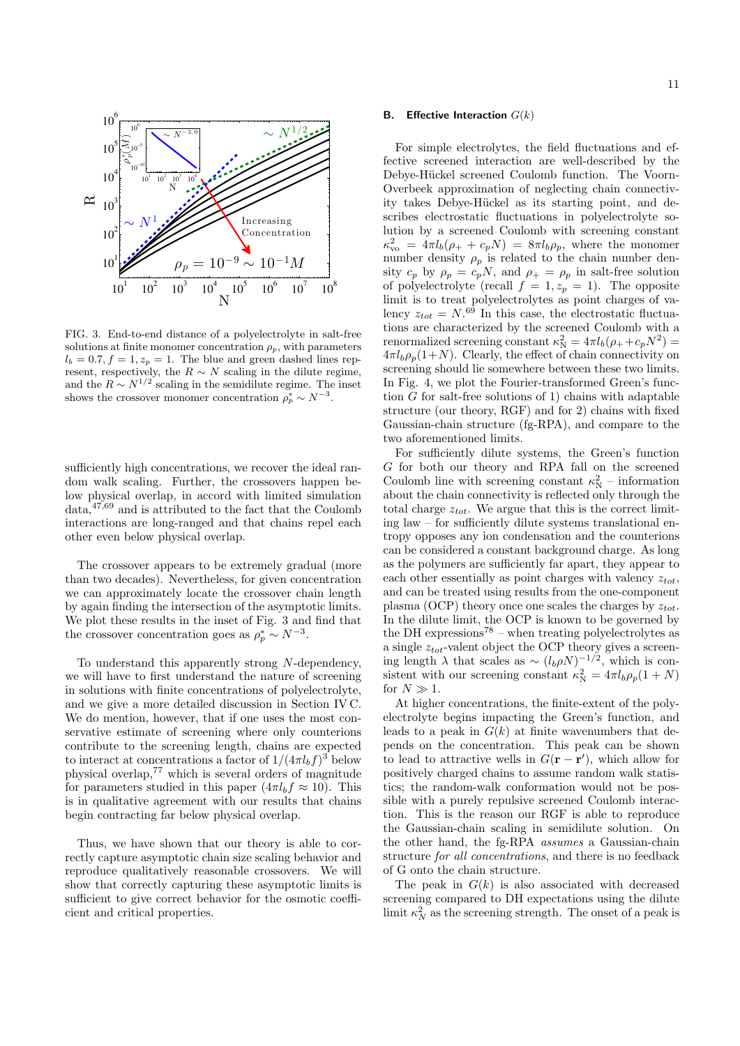FIG. 3. End-to-end distance of a polyelectrolyte in salt-free solutions at finite monomer concentration $\rho_p$, with parameters $l_b = 0.7, f = 1, z_p = 1$. The blue and green dashed lines represent, respectively, the $R \sim N$ scaling in the dilute regime, and the $R \sim N^{1/2}$ scaling in the semidilute regime. The inset shows the crossover monomer concentration $\rho_p^* \sim N^{-3}$.

sufficiently high concentrations, we recover the ideal random walk scaling. Further, the crossovers happen below physical overlap, in accord with limited simulation data,[47,69] and is attributed to the fact that the Coulomb interactions are long-ranged and that chains repel each other even below physical overlap.

The crossover appears to be extremely gradual (more than two decades). Nevertheless, for given concentration we can approximately locate the crossover chain length by again finding the intersection of the asymptotic limits. We plot these results in the inset of Fig. 3 and find that the crossover concentration goes as $\rho_p^* \sim N^{-3}$.

To understand this apparently strong $N$-dependency, we will have to first understand the nature of screening in solutions with finite concentrations of polyelectrolyte, and we give a more detailed discussion in Section IV C. We do mention, however, that if one uses the most conservative estimate of screening where only counterions contribute to the screening length, chains are expected to interact at concentrations a factor of $1/(4\pi l_b f)^3$ below physical overlap,[77] which is several orders of magnitude for parameters studied in this paper ($4\pi l_b f \approx 10$). This is in qualitative agreement with our results that chains begin contracting far below physical overlap.

Thus, we have shown that our theory is able to correctly capture asymptotic chain size scaling behavior and reproduce qualitatively reasonable crossovers. We will show that correctly capturing these asymptotic limits is sufficient to give correct behavior for the osmotic coefficient and critical properties.

### B. Effective Interaction $G(k)$

For simple electrolytes, the field fluctuations and effective screened interaction are well-described by the Debye-Hückel screened Coulomb function. The Voorn-Overbeek approximation of neglecting chain connectivity takes Debye-Hückel as its starting point, and describes electrostatic fluctuations in polyelectrolyte solution by a screened Coulomb with screening constant $\kappa_{\text{vo}}^2 = 4\pi l_b(\rho_+ + c_p N) = 8\pi l_b \rho_p$, where the monomer number density $\rho_p$ is related to the chain number density $c_p$ by $\rho_p = c_p N$, and $\rho_+ = \rho_p$ in salt-free solution of polyelectrolyte (recall $f = 1, z_p = 1$). The opposite limit is to treat polyelectrolytes as point charges of valency $z_{tot} = N$.[69] In this case, the electrostatic fluctuations are characterized by the screened Coulomb with a renormalized screening constant $\kappa_{\text{N}}^2 = 4\pi l_b(\rho_+ + c_p N^2) = 4\pi l_b \rho_p(1+N)$. Clearly, the effect of chain connectivity on screening should lie somewhere between these two limits. In Fig. 4, we plot the Fourier-transformed Green's function $G$ for salt-free solutions of 1) chains with adaptable structure (our theory, RGF) and for 2) chains with fixed Gaussian-chain structure (fg-RPA), and compare to the two aforementioned limits.

For sufficiently dilute systems, the Green's function $G$ for both our theory and RPA fall on the screened Coulomb line with screening constant $\kappa_{\text{N}}^2$ – information about the chain connectivity is reflected only through the total charge $z_{tot}$. We argue that this is the correct limiting law – for sufficiently dilute systems translational entropy opposes any ion condensation and the counterions can be considered a constant background charge. As long as the polymers are sufficiently far apart, they appear to each other essentially as point charges with valency $z_{tot}$, and can be treated using results from the one-component plasma (OCP) theory once one scales the charges by $z_{tot}$. In the dilute limit, the OCP is known to be governed by the DH expressions[78] – when treating polyelectrolytes as a single $z_{tot}$-valent object the OCP theory gives a screening length $\lambda$ that scales as $\sim (l_b \rho N)^{-1/2}$, which is consistent with our screening constant $\kappa_{\text{N}}^2 = 4\pi l_b \rho_p(1 + N)$ for $N \gg 1$.

At higher concentrations, the finite-extent of the polyelectrolyte begins impacting the Green's function, and leads to a peak in $G(k)$ at finite wavenumbers that depends on the concentration. This peak can be shown to lead to attractive wells in $G(\mathbf{r} - \mathbf{r}')$, which allow for positively charged chains to assume random walk statistics; the random-walk conformation would not be possible with a purely repulsive screened Coulomb interaction. This is the reason our RGF is able to reproduce the Gaussian-chain scaling in semidilute solution. On the other hand, the fg-RPA *assumes* a Gaussian-chain structure *for all concentrations*, and there is no feedback of G onto the chain structure.

The peak in $G(k)$ is also associated with decreased screening compared to DH expectations using the dilute limit $\kappa_N^2$ as the screening strength. The onset of a peak is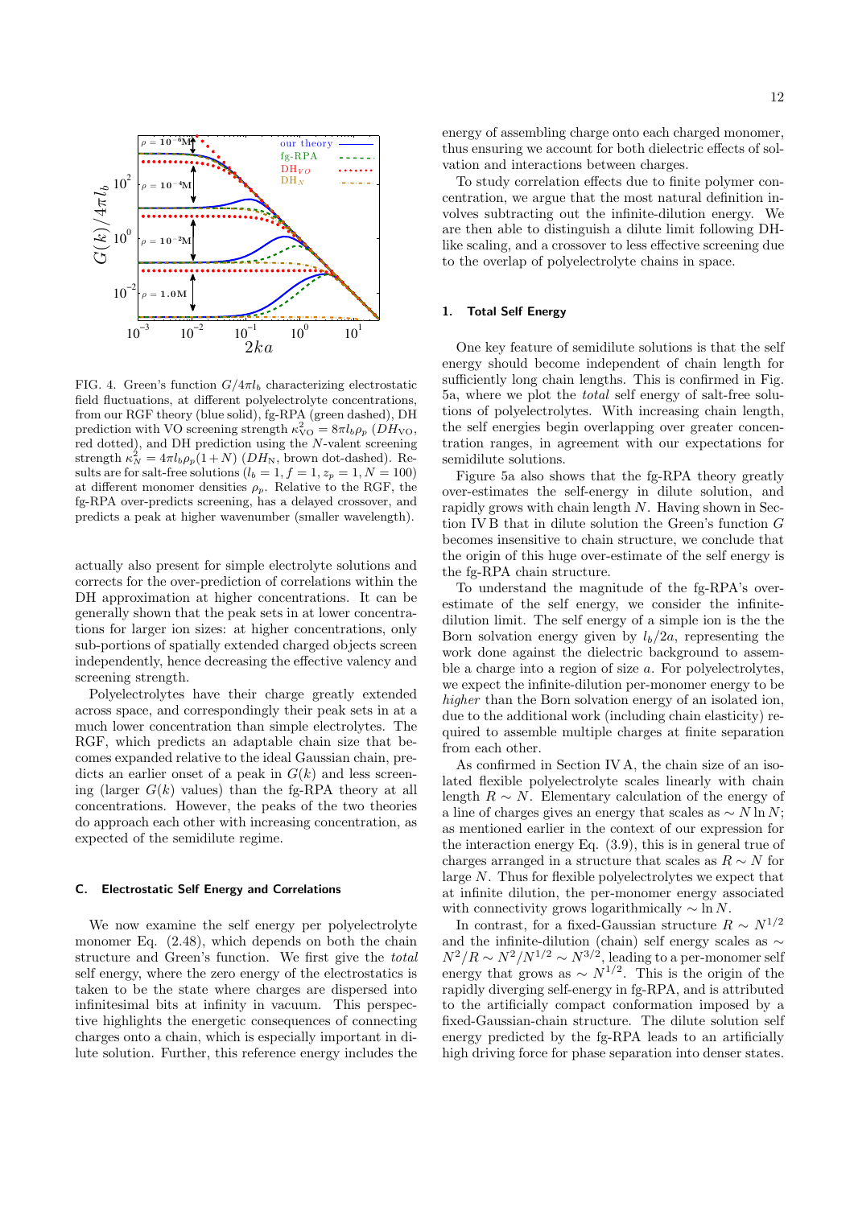FIG. 4. Green's function $G/4\pi l_b$ characterizing electrostatic field fluctuations, at different polyelectrolyte concentrations, from our RGF theory (blue solid), fg-RPA (green dashed), DH prediction with VO screening strength $\kappa_{\text{VO}}^2 = 8\pi l_b \rho_p$ ($DH_{\text{VO}}$, red dotted), and DH prediction using the $N$-valent screening strength $\kappa_N^2 = 4\pi l_b \rho_p (1+N)$ ($DH_N$, brown dot-dashed). Results are for salt-free solutions ($l_b = 1, f = 1, z_p = 1, N = 100$) at different monomer densities $\rho_p$. Relative to the RGF, the fg-RPA over-predicts screening, has a delayed crossover, and predicts a peak at higher wavenumber (smaller wavelength).

actually also present for simple electrolyte solutions and corrects for the over-prediction of correlations within the DH approximation at higher concentrations. It can be generally shown that the peak sets in at lower concentrations for larger ion sizes: at higher concentrations, only sub-portions of spatially extended charged objects screen independently, hence decreasing the effective valency and screening strength.

Polyelectrolytes have their charge greatly extended across space, and correspondingly their peak sets in at a much lower concentration than simple electrolytes. The RGF, which predicts an adaptable chain size that becomes expanded relative to the ideal Gaussian chain, predicts an earlier onset of a peak in $G(k)$ and less screening (larger $G(k)$ values) than the fg-RPA theory at all concentrations. However, the peaks of the two theories do approach each other with increasing concentration, as expected of the semidilute regime.

### C. Electrostatic Self Energy and Correlations

We now examine the self energy per polyelectrolyte monomer Eq. (2.48), which depends on both the chain structure and Green's function. We first give the *total* self energy, where the zero energy of the electrostatics is taken to be the state where charges are dispersed into infinitesimal bits at infinity in vacuum. This perspective highlights the energetic consequences of connecting charges onto a chain, which is especially important in dilute solution. Further, this reference energy includes the energy of assembling charge onto each charged monomer, thus ensuring we account for both dielectric effects of solvation and interactions between charges.

To study correlation effects due to finite polymer concentration, we argue that the most natural definition involves subtracting out the infinite-dilution energy. We are then able to distinguish a dilute limit following DH-like scaling, and a crossover to less effective screening due to the overlap of polyelectrolyte chains in space.

#### 1. Total Self Energy

One key feature of semidilute solutions is that the self energy should become independent of chain length for sufficiently long chain lengths. This is confirmed in Fig. 5a, where we plot the *total* self energy of salt-free solutions of polyelectrolytes. With increasing chain length, the self energies begin overlapping over greater concentration ranges, in agreement with our expectations for semidilute solutions.

Figure 5a also shows that the fg-RPA theory greatly over-estimates the self-energy in dilute solution, and rapidly grows with chain length $N$. Having shown in Section IV B that in dilute solution the Green's function $G$ becomes insensitive to chain structure, we conclude that the origin of this huge over-estimate of the self energy is the fg-RPA chain structure.

To understand the magnitude of the fg-RPA's over-estimate of the self energy, we consider the infinite-dilution limit. The self energy of a simple ion is the the Born solvation energy given by $l_b/2a$, representing the work done against the dielectric background to assemble a charge into a region of size $a$. For polyelectrolytes, we expect the infinite-dilution per-monomer energy to be *higher* than the Born solvation energy of an isolated ion, due to the additional work (including chain elasticity) required to assemble multiple charges at finite separation from each other.

As confirmed in Section IV A, the chain size of an isolated flexible polyelectrolyte scales linearly with chain length $R \sim N$. Elementary calculation of the energy of a line of charges gives an energy that scales as $\sim N \ln N$; as mentioned earlier in the context of our expression for the interaction energy Eq. (3.9), this is in general true of charges arranged in a structure that scales as $R \sim N$ for large $N$. Thus for flexible polyelectrolytes we expect that at infinite dilution, the per-monomer energy associated with connectivity grows logarithmically $\sim \ln N$.

In contrast, for a fixed-Gaussian structure $R \sim N^{1/2}$ and the infinite-dilution (chain) self energy scales as $\sim N^2/R \sim N^2/N^{1/2} \sim N^{3/2}$, leading to a per-monomer self energy that grows as $\sim N^{1/2}$. This is the origin of the rapidly diverging self-energy in fg-RPA, and is attributed to the artificially compact conformation imposed by a fixed-Gaussian-chain structure. The dilute solution self energy predicted by the fg-RPA leads to an artificially high driving force for phase separation into denser states.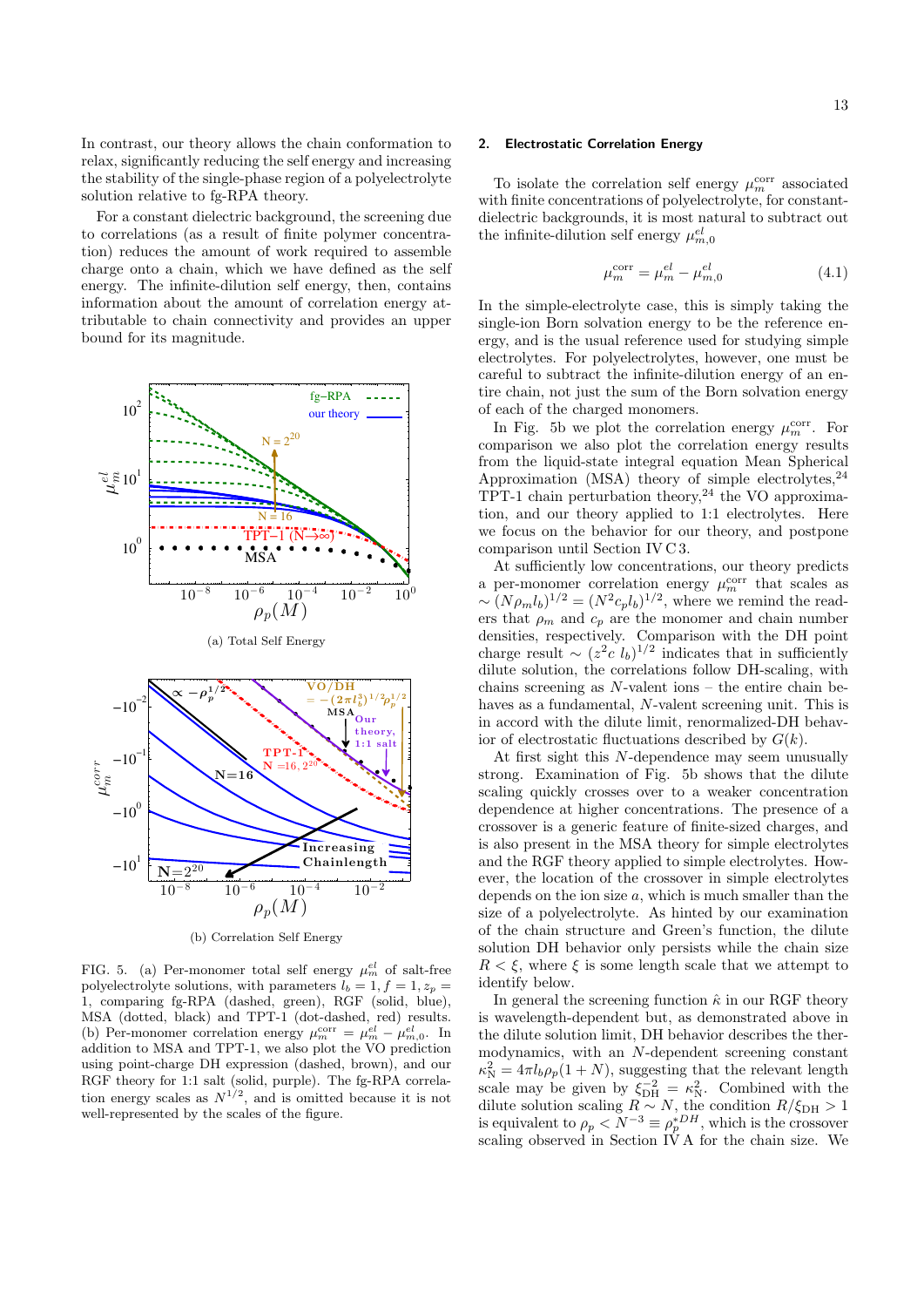In contrast, our theory allows the chain conformation to relax, significantly reducing the self energy and increasing the stability of the single-phase region of a polyelectrolyte solution relative to fg-RPA theory.

For a constant dielectric background, the screening due to correlations (as a result of finite polymer concentration) reduces the amount of work required to assemble charge onto a chain, which we have defined as the self energy. The infinite-dilution self energy, then, contains information about the amount of correlation energy attributable to chain connectivity and provides an upper bound for its magnitude.

(a) Total Self Energy

(b) Correlation Self Energy

FIG. 5. (a) Per-monomer total self energy $\mu_m^{el}$ of salt-free polyelectrolyte solutions, with parameters $l_b = 1, f = 1, z_p = 1$, comparing fg-RPA (dashed, green), RGF (solid, blue), MSA (dotted, black) and TPT-1 (dot-dashed, red) results. (b) Per-monomer correlation energy $\mu_m^{\rm corr} = \mu_m^{el} - \mu_{m,0}^{el}$. In addition to MSA and TPT-1, we also plot the VO prediction using point-charge DH expression (dashed, brown), and our RGF theory for 1:1 salt (solid, purple). The fg-RPA correlation energy scales as $N^{1/2}$, and is omitted because it is not well-represented by the scales of the figure.

## 2. Electrostatic Correlation Energy

To isolate the correlation self energy $\mu_m^{\rm corr}$ associated with finite concentrations of polyelectrolyte, for constant-dielectric backgrounds, it is most natural to subtract out the infinite-dilution self energy $\mu_{m,0}^{el}$

$$\mu_m^{\rm corr} = \mu_m^{el} - \mu_{m,0}^{el} \tag{4.1}$$

In the simple-electrolyte case, this is simply taking the single-ion Born solvation energy to be the reference energy, and is the usual reference used for studying simple electrolytes. For polyelectrolytes, however, one must be careful to subtract the infinite-dilution energy of an entire chain, not just the sum of the Born solvation energy of each of the charged monomers.

In Fig. 5b we plot the correlation energy $\mu_m^{\rm corr}$. For comparison we also plot the correlation energy results from the liquid-state integral equation Mean Spherical Approximation (MSA) theory of simple electrolytes,[24] TPT-1 chain perturbation theory,[24] the VO approximation, and our theory applied to 1:1 electrolytes. Here we focus on the behavior for our theory, and postpone comparison until Section IV C 3.

At sufficiently low concentrations, our theory predicts a per-monomer correlation energy $\mu_m^{\rm corr}$ that scales as $\sim (N\rho_m l_b)^{1/2} = (N^2 c_p l_b)^{1/2}$, where we remind the readers that $\rho_m$ and $c_p$ are the monomer and chain number densities, respectively. Comparison with the DH point charge result $\sim (z^2 c\ l_b)^{1/2}$ indicates that in sufficiently dilute solution, the correlations follow DH-scaling, with chains screening as $N$-valent ions – the entire chain behaves as a fundamental, $N$-valent screening unit. This is in accord with the dilute limit, renormalized-DH behavior of electrostatic fluctuations described by $G(k)$.

At first sight this $N$-dependence may seem unusually strong. Examination of Fig. 5b shows that the dilute scaling quickly crosses over to a weaker concentration dependence at higher concentrations. The presence of a crossover is a generic feature of finite-sized charges, and is also present in the MSA theory for simple electrolytes and the RGF theory applied to simple electrolytes. However, the location of the crossover in simple electrolytes depends on the ion size $a$, which is much smaller than the size of a polyelectrolyte. As hinted by our examination of the chain structure and Green's function, the dilute solution DH behavior only persists while the chain size $R < \xi$, where $\xi$ is some length scale that we attempt to identify below.

In general the screening function $\hat{\kappa}$ in our RGF theory is wavelength-dependent but, as demonstrated above in the dilute solution limit, DH behavior describes the thermodynamics, with an $N$-dependent screening constant $\kappa_{\rm N}^2 = 4\pi l_b \rho_p(1 + N)$, suggesting that the relevant length scale may be given by $\xi_{\rm DH}^{-2} = \kappa_{\rm N}^2$. Combined with the dilute solution scaling $R \sim N$, the condition $R/\xi_{\rm DH} > 1$ is equivalent to $\rho_p < N^{-3} \equiv \rho_p^{*DH}$, which is the crossover scaling observed in Section IV A for the chain size. We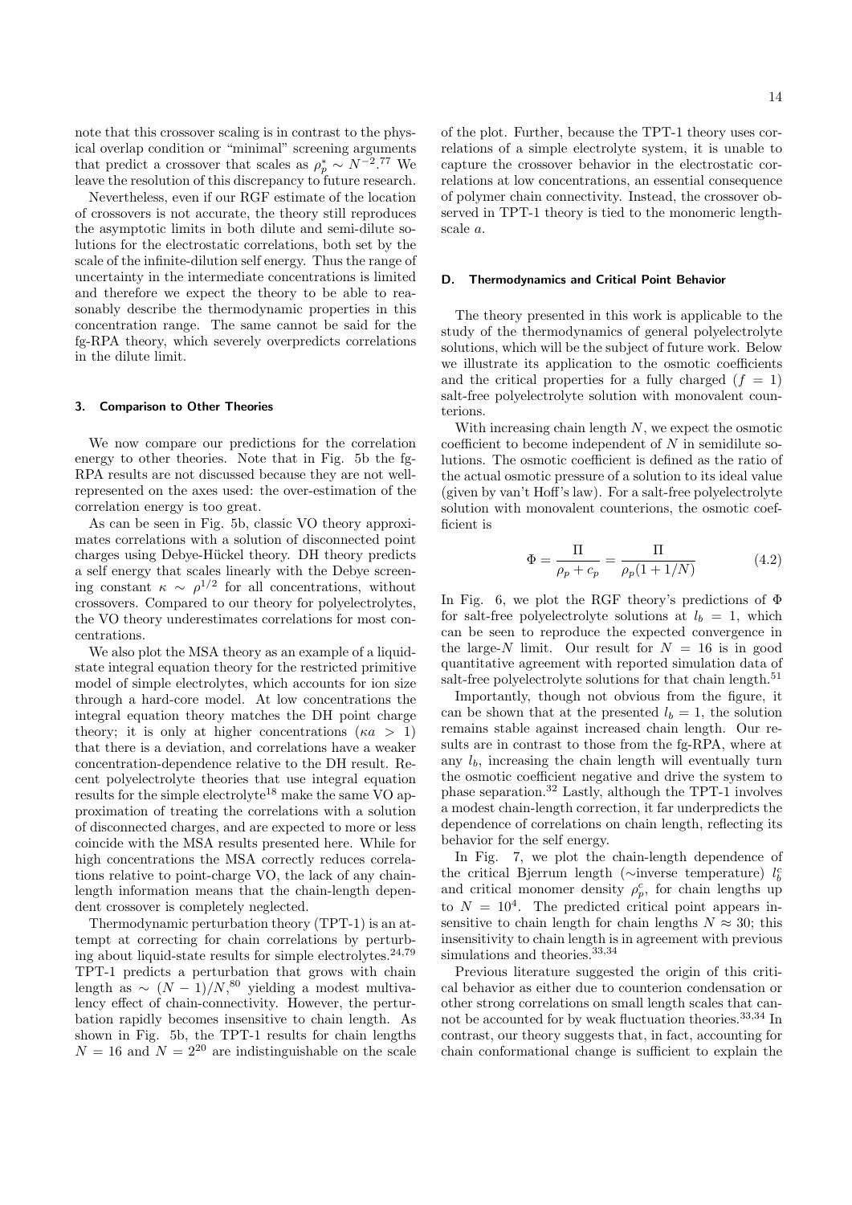note that this crossover scaling is in contrast to the physical overlap condition or "minimal" screening arguments that predict a crossover that scales as $\rho_p^* \sim N^{-2}$.[77] We leave the resolution of this discrepancy to future research.

Nevertheless, even if our RGF estimate of the location of crossovers is not accurate, the theory still reproduces the asymptotic limits in both dilute and semi-dilute solutions for the electrostatic correlations, both set by the scale of the infinite-dilution self energy. Thus the range of uncertainty in the intermediate concentrations is limited and therefore we expect the theory to be able to reasonably describe the thermodynamic properties in this concentration range. The same cannot be said for the fg-RPA theory, which severely overpredicts correlations in the dilute limit.

### 3. Comparison to Other Theories

We now compare our predictions for the correlation energy to other theories. Note that in Fig. 5b the fg-RPA results are not discussed because they are not well-represented on the axes used: the over-estimation of the correlation energy is too great.

As can be seen in Fig. 5b, classic VO theory approximates correlations with a solution of disconnected point charges using Debye-Hückel theory. DH theory predicts a self energy that scales linearly with the Debye screening constant $\kappa \sim \rho^{1/2}$ for all concentrations, without crossovers. Compared to our theory for polyelectrolytes, the VO theory underestimates correlations for most concentrations.

We also plot the MSA theory as an example of a liquid-state integral equation theory for the restricted primitive model of simple electrolytes, which accounts for ion size through a hard-core model. At low concentrations the integral equation theory matches the DH point charge theory; it is only at higher concentrations ($\kappa a > 1$) that there is a deviation, and correlations have a weaker concentration-dependence relative to the DH result. Recent polyelectrolyte theories that use integral equation results for the simple electrolyte[18] make the same VO approximation of treating the correlations with a solution of disconnected charges, and are expected to more or less coincide with the MSA results presented here. While for high concentrations the MSA correctly reduces correlations relative to point-charge VO, the lack of any chain-length information means that the chain-length dependent crossover is completely neglected.

Thermodynamic perturbation theory (TPT-1) is an attempt at correcting for chain correlations by perturbing about liquid-state results for simple electrolytes.[24,79] TPT-1 predicts a perturbation that grows with chain length as $\sim (N-1)/N$,[80] yielding a modest multivalency effect of chain-connectivity. However, the perturbation rapidly becomes insensitive to chain length. As shown in Fig. 5b, the TPT-1 results for chain lengths $N = 16$ and $N = 2^{20}$ are indistinguishable on the scale of the plot. Further, because the TPT-1 theory uses correlations of a simple electrolyte system, it is unable to capture the crossover behavior in the electrostatic correlations at low concentrations, an essential consequence of polymer chain connectivity. Instead, the crossover observed in TPT-1 theory is tied to the monomeric length-scale $a$.

## D. Thermodynamics and Critical Point Behavior

The theory presented in this work is applicable to the study of the thermodynamics of general polyelectrolyte solutions, which will be the subject of future work. Below we illustrate its application to the osmotic coefficients and the critical properties for a fully charged ($f = 1$) salt-free polyelectrolyte solution with monovalent counterions.

With increasing chain length $N$, we expect the osmotic coefficient to become independent of $N$ in semidilute solutions. The osmotic coefficient is defined as the ratio of the actual osmotic pressure of a solution to its ideal value (given by van't Hoff's law). For a salt-free polyelectrolyte solution with monovalent counterions, the osmotic coefficient is

$$\Phi = \frac{\Pi}{\rho_p + c_p} = \frac{\Pi}{\rho_p(1 + 1/N)} \tag{4.2}$$

In Fig. 6, we plot the RGF theory's predictions of $\Phi$ for salt-free polyelectrolyte solutions at $l_b = 1$, which can be seen to reproduce the expected convergence in the large-$N$ limit. Our result for $N = 16$ is in good quantitative agreement with reported simulation data of salt-free polyelectrolyte solutions for that chain length.[51]

Importantly, though not obvious from the figure, it can be shown that at the presented $l_b = 1$, the solution remains stable against increased chain length. Our results are in contrast to those from the fg-RPA, where at any $l_b$, increasing the chain length will eventually turn the osmotic coefficient negative and drive the system to phase separation.[32] Lastly, although the TPT-1 involves a modest chain-length correction, it far underpredicts the dependence of correlations on chain length, reflecting its behavior for the self energy.

In Fig. 7, we plot the chain-length dependence of the critical Bjerrum length (∼inverse temperature) $l_b^c$ and critical monomer density $\rho_p^c$, for chain lengths up to $N = 10^4$. The predicted critical point appears insensitive to chain length for chain lengths $N \approx 30$; this insensitivity to chain length is in agreement with previous simulations and theories.[33,34]

Previous literature suggested the origin of this critical behavior as either due to counterion condensation or other strong correlations on small length scales that cannot be accounted for by weak fluctuation theories.[33,34] In contrast, our theory suggests that, in fact, accounting for chain conformational change is sufficient to explain the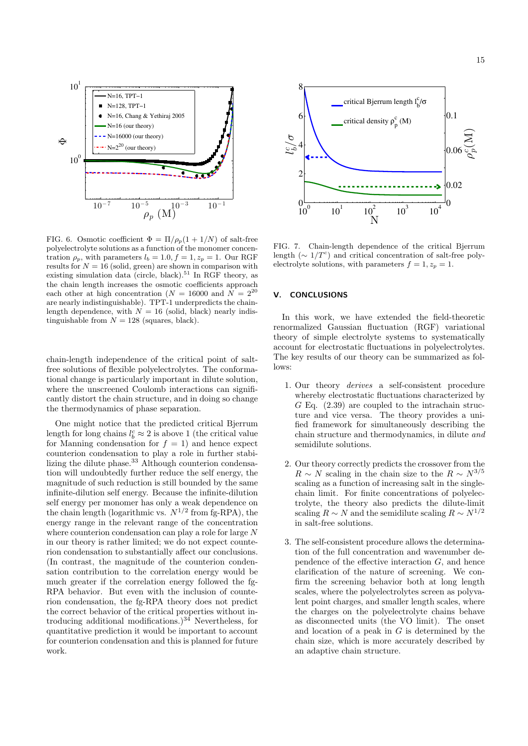FIG. 6. Osmotic coefficient $\Phi = \Pi/\rho_p(1 + 1/N)$ of salt-free polyelectrolyte solutions as a function of the monomer concentration $\rho_p$, with parameters $l_b = 1.0, f = 1, z_p = 1$. Our RGF results for $N = 16$ (solid, green) are shown in comparison with existing simulation data (circle, black).[51] In RGF theory, as the chain length increases the osmotic coefficients approach each other at high concentration ($N = 16000$ and $N = 2^{20}$ are nearly indistinguishable). TPT-1 underpredicts the chain-length dependence, with $N = 16$ (solid, black) nearly indistinguishable from $N = 128$ (squares, black).

FIG. 7. Chain-length dependence of the critical Bjerrum length ($\sim 1/T^c$) and critical concentration of salt-free polyelectrolyte solutions, with parameters $f = 1, z_p = 1$.

chain-length independence of the critical point of salt-free solutions of flexible polyelectrolytes. The conformational change is particularly important in dilute solution, where the unscreened Coulomb interactions can significantly distort the chain structure, and in doing so change the thermodynamics of phase separation.

One might notice that the predicted critical Bjerrum length for long chains $l_b^c \approx 2$ is above 1 (the critical value for Manning condensation for $f = 1$) and hence expect counterion condensation to play a role in further stabilizing the dilute phase.[33] Although counterion condensation will undoubtedly further reduce the self energy, the magnitude of such reduction is still bounded by the same infinite-dilution self energy. Because the infinite-dilution self energy per monomer has only a weak dependence on the chain length (logarithmic vs. $N^{1/2}$ from fg-RPA), the energy range in the relevant range of the concentration where counterion condensation can play a role for large $N$ in our theory is rather limited; we do not expect counterion condensation to substantially affect our conclusions. (In contrast, the magnitude of the counterion condensation contribution to the correlation energy would be much greater if the correlation energy followed the fg-RPA behavior. But even with the inclusion of counterion condensation, the fg-RPA theory does not predict the correct behavior of the critical properties without introducing additional modifications.)[34] Nevertheless, for quantitative prediction it would be important to account for counterion condensation and this is planned for future work.

## V. CONCLUSIONS

In this work, we have extended the field-theoretic renormalized Gaussian fluctuation (RGF) variational theory of simple electrolyte systems to systematically account for electrostatic fluctuations in polyelectrolytes. The key results of our theory can be summarized as follows:

1. Our theory *derives* a self-consistent procedure whereby electrostatic fluctuations characterized by $G$ Eq. (2.39) are coupled to the intrachain structure and vice versa. The theory provides a unified framework for simultaneously describing the chain structure and thermodynamics, in dilute *and* semidilute solutions.

2. Our theory correctly predicts the crossover from the $R \sim N$ scaling in the chain size to the $R \sim N^{3/5}$ scaling as a function of increasing salt in the single-chain limit. For finite concentrations of polyelectrolyte, the theory also predicts the dilute-limit scaling $R \sim N$ and the semidilute scaling $R \sim N^{1/2}$ in salt-free solutions.

3. The self-consistent procedure allows the determination of the full concentration and wavenumber dependence of the effective interaction $G$, and hence clarification of the nature of screening. We confirm the screening behavior both at long length scales, where the polyelectrolytes screen as polyvalent point charges, and smaller length scales, where the charges on the polyelectrolyte chains behave as disconnected units (the VO limit). The onset and location of a peak in $G$ is determined by the chain size, which is more accurately described by an adaptive chain structure.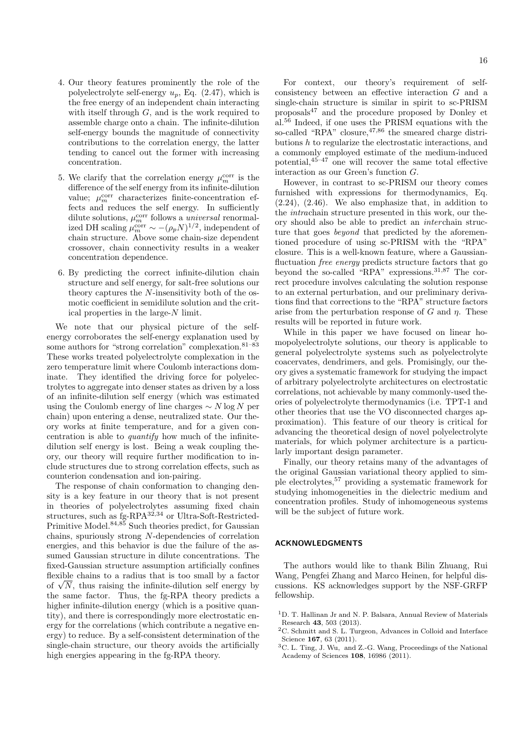4. Our theory features prominently the role of the polyelectrolyte self-energy $u_p$, Eq. (2.47), which is the free energy of an independent chain interacting with itself through $G$, and is the work required to assemble charge onto a chain. The infinite-dilution self-energy bounds the magnitude of connectivity contributions to the correlation energy, the latter tending to cancel out the former with increasing concentration.

5. We clarify that the correlation energy $\mu_m^{\text{corr}}$ is the difference of the self energy from its infinite-dilution value; $\mu_m^{\text{corr}}$ characterizes finite-concentration effects and reduces the self energy. In sufficiently dilute solutions, $\mu_m^{\text{corr}}$ follows a *universal* renormalized DH scaling $\mu_m^{\text{corr}} \sim -(\rho_p N)^{1/2}$, independent of chain structure. Above some chain-size dependent crossover, chain connectivity results in a weaker concentration dependence.

6. By predicting the correct infinite-dilution chain structure and self energy, for salt-free solutions our theory captures the $N$-insensitivity both of the osmotic coefficient in semidilute solution and the critical properties in the large-$N$ limit.

We note that our physical picture of the self-energy corroborates the self-energy explanation used by some authors for "strong correlation" complexation.[81–83] These works treated polyelectrolyte complexation in the zero temperature limit where Coulomb interactions dominate. They identified the driving force for polyelectrolytes to aggregate into denser states as driven by a loss of an infinite-dilution self energy (which was estimated using the Coulomb energy of line charges $\sim N \log N$ per chain) upon entering a dense, neutralized state. Our theory works at finite temperature, and for a given concentration is able to *quantify* how much of the infinite-dilution self energy is lost. Being a weak coupling theory, our theory will require further modification to include structures due to strong correlation effects, such as counterion condensation and ion-pairing.

The response of chain conformation to changing density is a key feature in our theory that is not present in theories of polyelectrolytes assuming fixed chain structures, such as fg-RPA[32,34] or Ultra-Soft-Restricted-Primitive Model.[84,85] Such theories predict, for Gaussian chains, spuriously strong $N$-dependencies of correlation energies, and this behavior is due the failure of the assumed Gaussian structure in dilute concentrations. The fixed-Gaussian structure assumption artificially confines flexible chains to a radius that is too small by a factor of $\sqrt{N}$, thus raising the infinite-dilution self energy by the same factor. Thus, the fg-RPA theory predicts a higher infinite-dilution energy (which is a positive quantity), and there is correspondingly more electrostatic energy for the correlations (which contribute a negative energy) to reduce. By a self-consistent determination of the single-chain structure, our theory avoids the artificially high energies appearing in the fg-RPA theory.

For context, our theory's requirement of self-consistency between an effective interaction $G$ and a single-chain structure is similar in spirit to sc-PRISM proposals[47] and the procedure proposed by Donley et al.[56] Indeed, if one uses the PRISM equations with the so-called "RPA" closure,[47,86] the smeared charge distributions $h$ to regularize the electrostatic interactions, and a commonly employed estimate of the medium-induced potential,[45–47] one will recover the same total effective interaction as our Green's function $G$.

However, in contrast to sc-PRISM our theory comes furnished with expressions for thermodynamics, Eq. (2.24), (2.46). We also emphasize that, in addition to the *intra*chain structure presented in this work, our theory should also be able to predict an *inter*chain structure that goes *beyond* that predicted by the aforementioned procedure of using sc-PRISM with the "RPA" closure. This is a well-known feature, where a Gaussian-fluctuation *free energy* predicts structure factors that go beyond the so-called "RPA" expressions.[31,87] The correct procedure involves calculating the solution response to an external perturbation, and our preliminary derivations find that corrections to the "RPA" structure factors arise from the perturbation response of $G$ and $\eta$. These results will be reported in future work.

While in this paper we have focused on linear homopolyelectrolyte solutions, our theory is applicable to general polyelectrolyte systems such as polyelectrolyte coacervates, dendrimers, and gels. Promisingly, our theory gives a systematic framework for studying the impact of arbitrary polyelectrolyte architectures on electrostatic correlations, not achievable by many commonly-used theories of polyelectrolyte thermodynamics (i.e. TPT-1 and other theories that use the VO disconnected charges approximation). This feature of our theory is critical for advancing the theoretical design of novel polyelectrolyte materials, for which polymer architecture is a particularly important design parameter.

Finally, our theory retains many of the advantages of the original Gaussian variational theory applied to simple electrolytes,[57] providing a systematic framework for studying inhomogeneities in the dielectric medium and concentration profiles. Study of inhomogeneous systems will be the subject of future work.

## ACKNOWLEDGMENTS

The authors would like to thank Bilin Zhuang, Rui Wang, Pengfei Zhang and Marco Heinen, for helpful discussions. KS acknowledges support by the NSF-GRFP fellowship.

[1] D. T. Hallinan Jr and N. P. Balsara, Annual Review of Materials Research **43**, 503 (2013).

[2] C. Schmitt and S. L. Turgeon, Advances in Colloid and Interface Science **167**, 63 (2011).

[3] C. L. Ting, J. Wu, and Z.-G. Wang, Proceedings of the National Academy of Sciences **108**, 16986 (2011).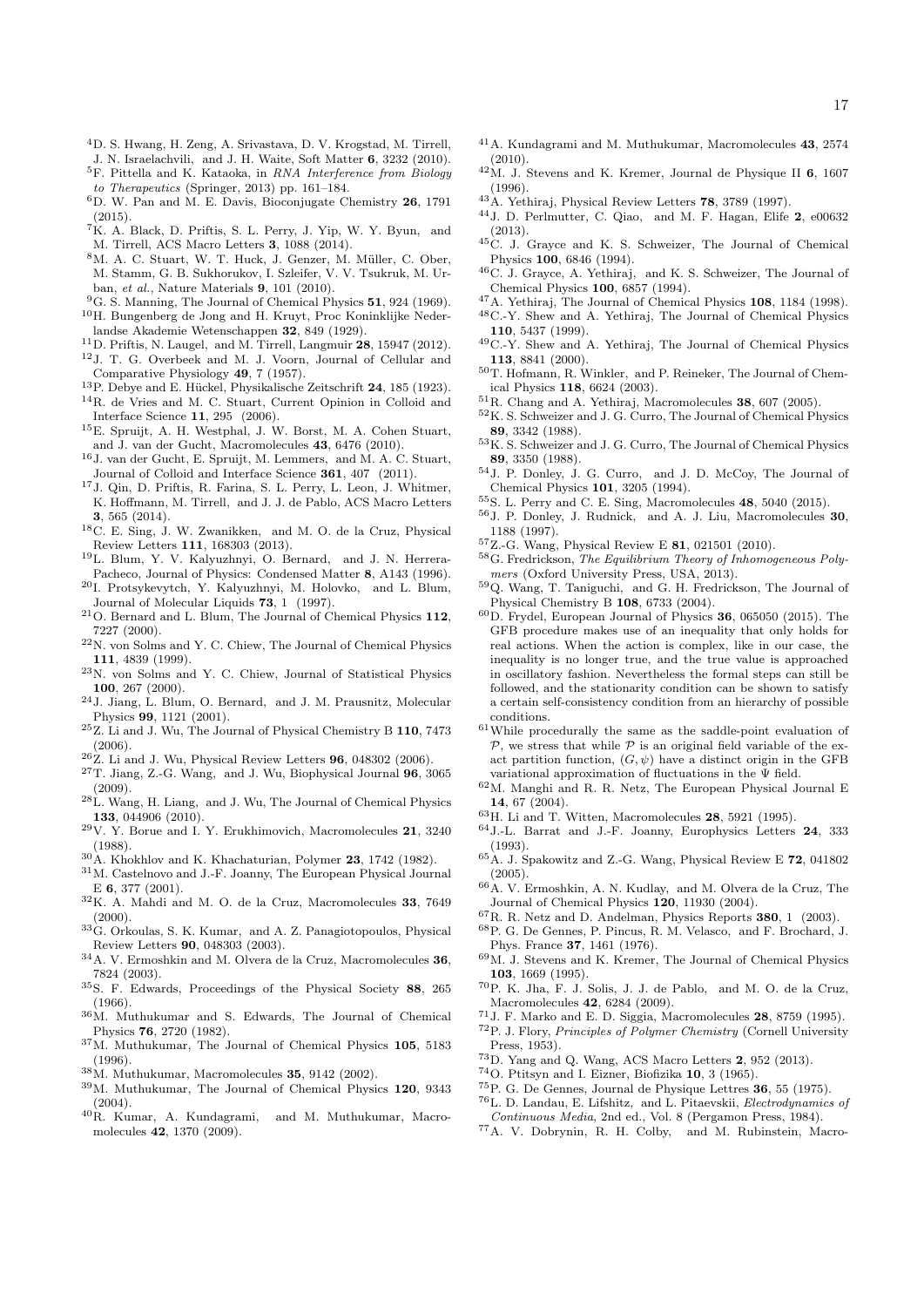[4] D. S. Hwang, H. Zeng, A. Srivastava, D. V. Krogstad, M. Tirrell, J. N. Israelachvili, and J. H. Waite, Soft Matter **6**, 3232 (2010).

[5] F. Pittella and K. Kataoka, in *RNA Interference from Biology to Therapeutics* (Springer, 2013) pp. 161–184.

[6] D. W. Pan and M. E. Davis, Bioconjugate Chemistry **26**, 1791 (2015).

[7] K. A. Black, D. Priftis, S. L. Perry, J. Yip, W. Y. Byun, and M. Tirrell, ACS Macro Letters **3**, 1088 (2014).

[8] M. A. C. Stuart, W. T. Huck, J. Genzer, M. Müller, C. Ober, M. Stamm, G. B. Sukhorukov, I. Szleifer, V. V. Tsukruk, M. Urban, *et al.*, Nature Materials **9**, 101 (2010).

[9] G. S. Manning, The Journal of Chemical Physics **51**, 924 (1969).

[10] H. Bungenberg de Jong and H. Kruyt, Proc Koninklijke Nederlandse Akademie Wetenschappen **32**, 849 (1929).

[11] D. Priftis, N. Laugel, and M. Tirrell, Langmuir **28**, 15947 (2012).

[12] J. T. G. Overbeek and M. J. Voorn, Journal of Cellular and Comparative Physiology **49**, 7 (1957).

[13] P. Debye and E. Hückel, Physikalische Zeitschrift **24**, 185 (1923).

[14] R. de Vries and M. C. Stuart, Current Opinion in Colloid and Interface Science **11**, 295 (2006).

[15] E. Spruijt, A. H. Westphal, J. W. Borst, M. A. Cohen Stuart, and J. van der Gucht, Macromolecules **43**, 6476 (2010).

[16] J. van der Gucht, E. Spruijt, M. Lemmers, and M. A. C. Stuart, Journal of Colloid and Interface Science **361**, 407 (2011).

[17] J. Qin, D. Priftis, R. Farina, S. L. Perry, L. Leon, J. Whitmer, K. Hoffmann, M. Tirrell, and J. J. de Pablo, ACS Macro Letters **3**, 565 (2014).

[18] C. E. Sing, J. W. Zwanikken, and M. O. de la Cruz, Physical Review Letters **111**, 168303 (2013).

[19] L. Blum, Y. V. Kalyuzhnyi, O. Bernard, and J. N. Herrera-Pacheco, Journal of Physics: Condensed Matter **8**, A143 (1996).

[20] I. Protsykevytch, Y. Kalyuzhnyi, M. Holovko, and L. Blum, Journal of Molecular Liquids **73**, 1 (1997).

[21] O. Bernard and L. Blum, The Journal of Chemical Physics **112**, 7227 (2000).

[22] N. von Solms and Y. C. Chiew, The Journal of Chemical Physics **111**, 4839 (1999).

[23] N. von Solms and Y. C. Chiew, Journal of Statistical Physics **100**, 267 (2000).

[24] J. Jiang, L. Blum, O. Bernard, and J. M. Prausnitz, Molecular Physics **99**, 1121 (2001).

[25] Z. Li and J. Wu, The Journal of Physical Chemistry B **110**, 7473 (2006).

[26] Z. Li and J. Wu, Physical Review Letters **96**, 048302 (2006).

[27] T. Jiang, Z.-G. Wang, and J. Wu, Biophysical Journal **96**, 3065 (2009).

[28] L. Wang, H. Liang, and J. Wu, The Journal of Chemical Physics **133**, 044906 (2010).

[29] V. Y. Borue and I. Y. Erukhimovich, Macromolecules **21**, 3240 (1988).

[30] A. Khokhlov and K. Khachaturian, Polymer **23**, 1742 (1982).

[31] M. Castelnovo and J.-F. Joanny, The European Physical Journal E **6**, 377 (2001).

[32] K. A. Mahdi and M. O. de la Cruz, Macromolecules **33**, 7649 (2000).

[33] G. Orkoulas, S. K. Kumar, and A. Z. Panagiotopoulos, Physical Review Letters **90**, 048303 (2003).

[34] A. V. Ermoshkin and M. Olvera de la Cruz, Macromolecules **36**, 7824 (2003).

[35] S. F. Edwards, Proceedings of the Physical Society **88**, 265 (1966).

[36] M. Muthukumar and S. Edwards, The Journal of Chemical Physics **76**, 2720 (1982).

[37] M. Muthukumar, The Journal of Chemical Physics **105**, 5183 (1996).

[38] M. Muthukumar, Macromolecules **35**, 9142 (2002).

[39] M. Muthukumar, The Journal of Chemical Physics **120**, 9343 (2004).

[40] R. Kumar, A. Kundagrami, and M. Muthukumar, Macromolecules **42**, 1370 (2009).

[41] A. Kundagrami and M. Muthukumar, Macromolecules **43**, 2574 (2010).

[42] M. J. Stevens and K. Kremer, Journal de Physique II **6**, 1607 (1996).

[43] A. Yethiraj, Physical Review Letters **78**, 3789 (1997).

[44] J. D. Perlmutter, C. Qiao, and M. F. Hagan, Elife **2**, e00632 (2013).

[45] C. J. Grayce and K. S. Schweizer, The Journal of Chemical Physics **100**, 6846 (1994).

[46] C. J. Grayce, A. Yethiraj, and K. S. Schweizer, The Journal of Chemical Physics **100**, 6857 (1994).

[47] A. Yethiraj, The Journal of Chemical Physics **108**, 1184 (1998).

[48] C.-Y. Shew and A. Yethiraj, The Journal of Chemical Physics **110**, 5437 (1999).

[49] C.-Y. Shew and A. Yethiraj, The Journal of Chemical Physics **113**, 8841 (2000).

[50] T. Hofmann, R. Winkler, and P. Reineker, The Journal of Chemical Physics **118**, 6624 (2003).

[51] R. Chang and A. Yethiraj, Macromolecules **38**, 607 (2005).

[52] K. S. Schweizer and J. G. Curro, The Journal of Chemical Physics **89**, 3342 (1988).

[53] K. S. Schweizer and J. G. Curro, The Journal of Chemical Physics **89**, 3350 (1988).

[54] J. P. Donley, J. G. Curro, and J. D. McCoy, The Journal of Chemical Physics **101**, 3205 (1994).

[55] S. L. Perry and C. E. Sing, Macromolecules **48**, 5040 (2015).

[56] J. P. Donley, J. Rudnick, and A. J. Liu, Macromolecules **30**, 1188 (1997).

[57] Z.-G. Wang, Physical Review E **81**, 021501 (2010).

[58] G. Fredrickson, *The Equilibrium Theory of Inhomogeneous Polymers* (Oxford University Press, USA, 2013).

[59] Q. Wang, T. Taniguchi, and G. H. Fredrickson, The Journal of Physical Chemistry B **108**, 6733 (2004).

[60] D. Frydel, European Journal of Physics **36**, 065050 (2015). The GFB procedure makes use of an inequality that only holds for real actions. When the action is complex, like in our case, the inequality is no longer true, and the true value is approached in oscillatory fashion. Nevertheless the formal steps can still be followed, and the stationarity condition can be shown to satisfy a certain self-consistency condition from an hierarchy of possible conditions.

[61] While procedurally the same as the saddle-point evaluation of $\mathcal{P}$, we stress that while $\mathcal{P}$ is an original field variable of the exact partition function, $(G, \psi)$ have a distinct origin in the GFB variational approximation of fluctuations in the $\Psi$ field.

[62] M. Manghi and R. R. Netz, The European Physical Journal E **14**, 67 (2004).

[63] H. Li and T. Witten, Macromolecules **28**, 5921 (1995).

[64] J.-L. Barrat and J.-F. Joanny, Europhysics Letters **24**, 333 (1993).

[65] A. J. Spakowitz and Z.-G. Wang, Physical Review E **72**, 041802 (2005).

[66] A. V. Ermoshkin, A. N. Kudlay, and M. Olvera de la Cruz, The Journal of Chemical Physics **120**, 11930 (2004).

[67] R. R. Netz and D. Andelman, Physics Reports **380**, 1 (2003).

[68] P. G. De Gennes, P. Pincus, R. M. Velasco, and F. Brochard, J. Phys. France **37**, 1461 (1976).

[69] M. J. Stevens and K. Kremer, The Journal of Chemical Physics **103**, 1669 (1995).

[70] P. K. Jha, F. J. Solis, J. J. de Pablo, and M. O. de la Cruz, Macromolecules **42**, 6284 (2009).

[71] J. F. Marko and E. D. Siggia, Macromolecules **28**, 8759 (1995).

[72] P. J. Flory, *Principles of Polymer Chemistry* (Cornell University Press, 1953).

[73] D. Yang and Q. Wang, ACS Macro Letters **2**, 952 (2013).

[74] O. Ptitsyn and I. Eizner, Biofizika **10**, 3 (1965).

[75] P. G. De Gennes, Journal de Physique Lettres **36**, 55 (1975).

[76] L. D. Landau, E. Lifshitz, and L. Pitaevskii, *Electrodynamics of Continuous Media*, 2nd ed., Vol. 8 (Pergamon Press, 1984).

[77] A. V. Dobrynin, R. H. Colby, and M. Rubinstein, Macro-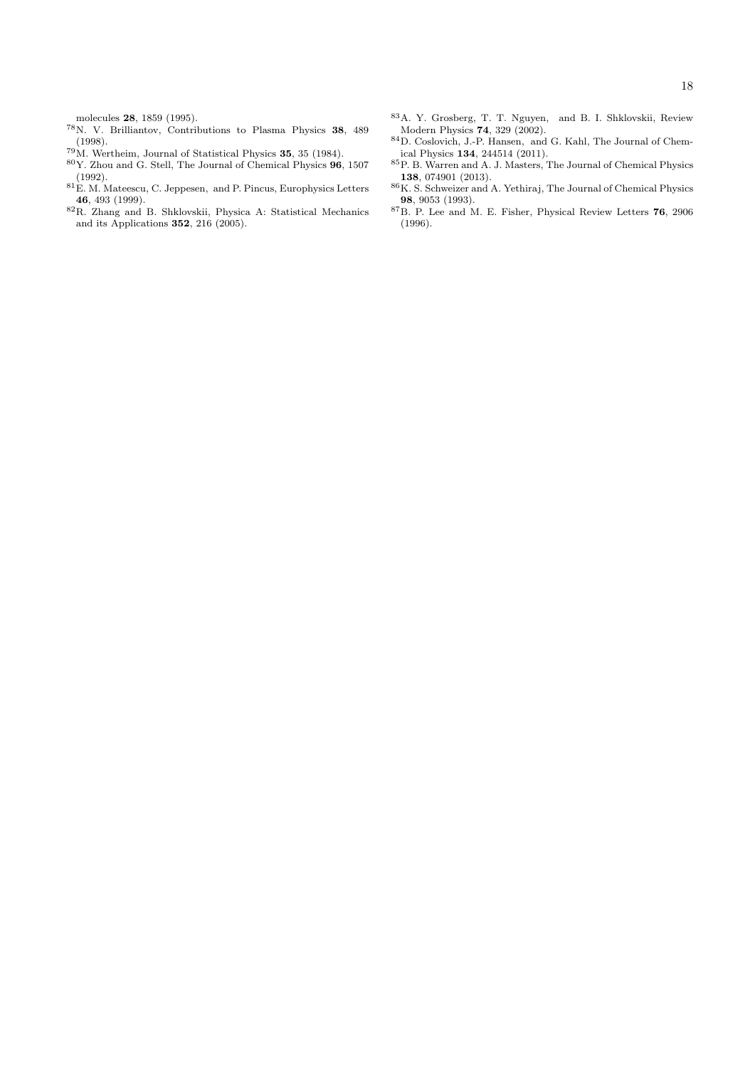molecules **28**, 1859 (1995).

[78] N. V. Brilliantov, Contributions to Plasma Physics **38**, 489 (1998).

[79] M. Wertheim, Journal of Statistical Physics **35**, 35 (1984).

[80] Y. Zhou and G. Stell, The Journal of Chemical Physics **96**, 1507 (1992).

[81] E. M. Mateescu, C. Jeppesen, and P. Pincus, Europhysics Letters **46**, 493 (1999).

[82] R. Zhang and B. Shklovskii, Physica A: Statistical Mechanics and its Applications **352**, 216 (2005).

[83] A. Y. Grosberg, T. T. Nguyen, and B. I. Shklovskii, Review Modern Physics **74**, 329 (2002).

[84] D. Coslovich, J.-P. Hansen, and G. Kahl, The Journal of Chemical Physics **134**, 244514 (2011).

[85] P. B. Warren and A. J. Masters, The Journal of Chemical Physics **138**, 074901 (2013).

[86] K. S. Schweizer and A. Yethiraj, The Journal of Chemical Physics **98**, 9053 (1993).

[87] B. P. Lee and M. E. Fisher, Physical Review Letters **76**, 2906 (1996).